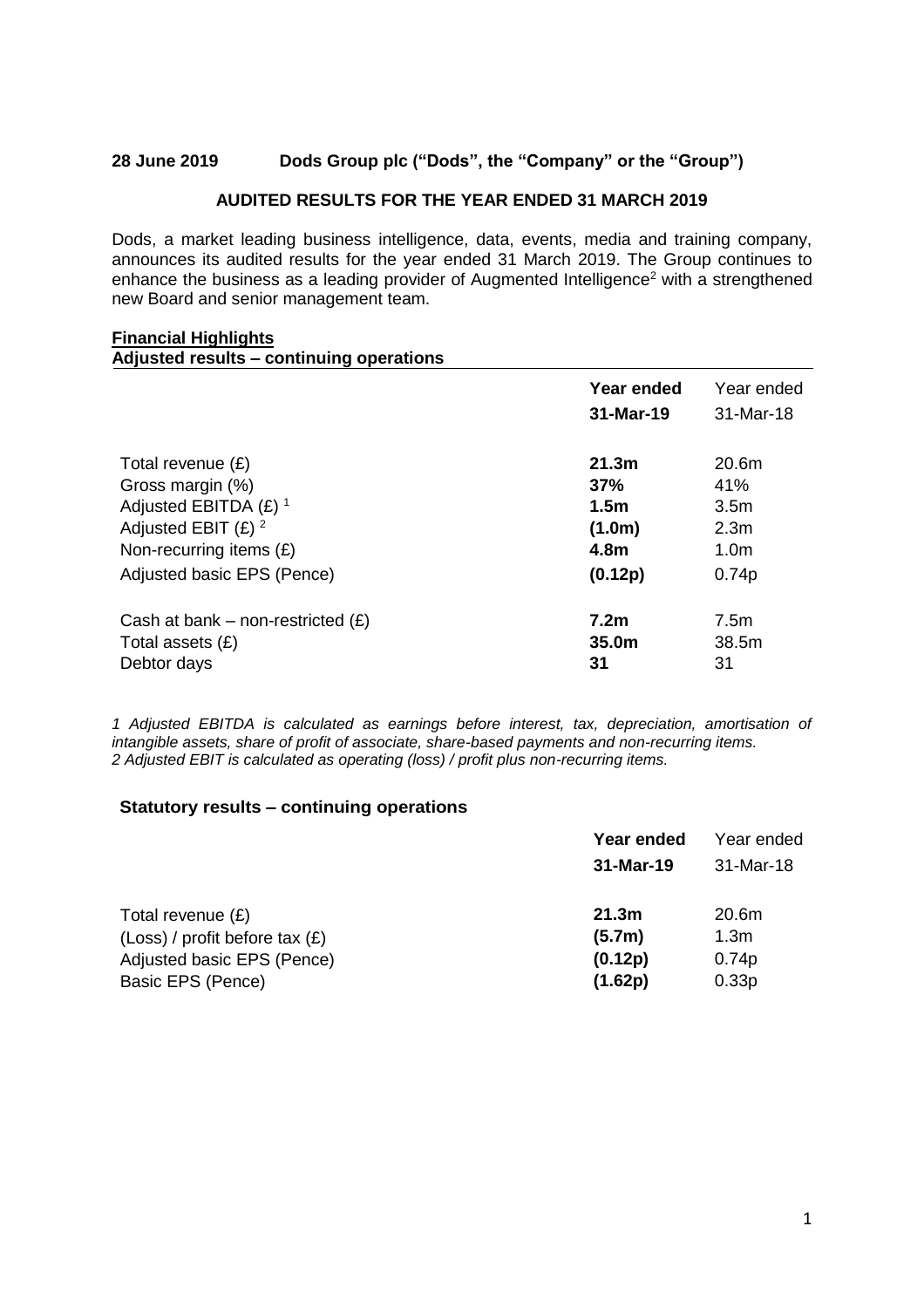**28 June 2019 Dods Group plc ("Dods", the "Company" or the "Group")**

**AUDITED RESULTS FOR THE YEAR ENDED 31 MARCH 2019**

Dods, a market leading business intelligence, data, events, media and training company, announces its audited results for the year ended 31 March 2019. The Group continues to enhance the business as a leading provider of Augmented Intelligence[2] with a strengthened new Board and senior management team.

**Financial Highlights**

**Adjusted results – continuing operations**

| | **Year ended 31-Mar-19** | Year ended 31-Mar-18 |
|---|---|---|
| Total revenue (£) | **21.3m** | 20.6m |
| Gross margin (%) | **37%** | 41% |
| Adjusted EBITDA (£) [1] | **1.5m** | 3.5m |
| Adjusted EBIT (£) [2] | **(1.0m)** | 2.3m |
| Non-recurring items (£) | **4.8m** | 1.0m |
| Adjusted basic EPS (Pence) | **(0.12p)** | 0.74p |
| Cash at bank – non-restricted (£) | **7.2m** | 7.5m |
| Total assets (£) | **35.0m** | 38.5m |
| Debtor days | **31** | 31 |

*1 Adjusted EBITDA is calculated as earnings before interest, tax, depreciation, amortisation of intangible assets, share of profit of associate, share-based payments and non-recurring items.*
*2 Adjusted EBIT is calculated as operating (loss) / profit plus non-recurring items.*

**Statutory results – continuing operations**

| | **Year ended 31-Mar-19** | Year ended 31-Mar-18 |
|---|---|---|
| Total revenue (£) | **21.3m** | 20.6m |
| (Loss) / profit before tax (£) | **(5.7m)** | 1.3m |
| Adjusted basic EPS (Pence) | **(0.12p)** | 0.74p |
| Basic EPS (Pence) | **(1.62p)** | 0.33p |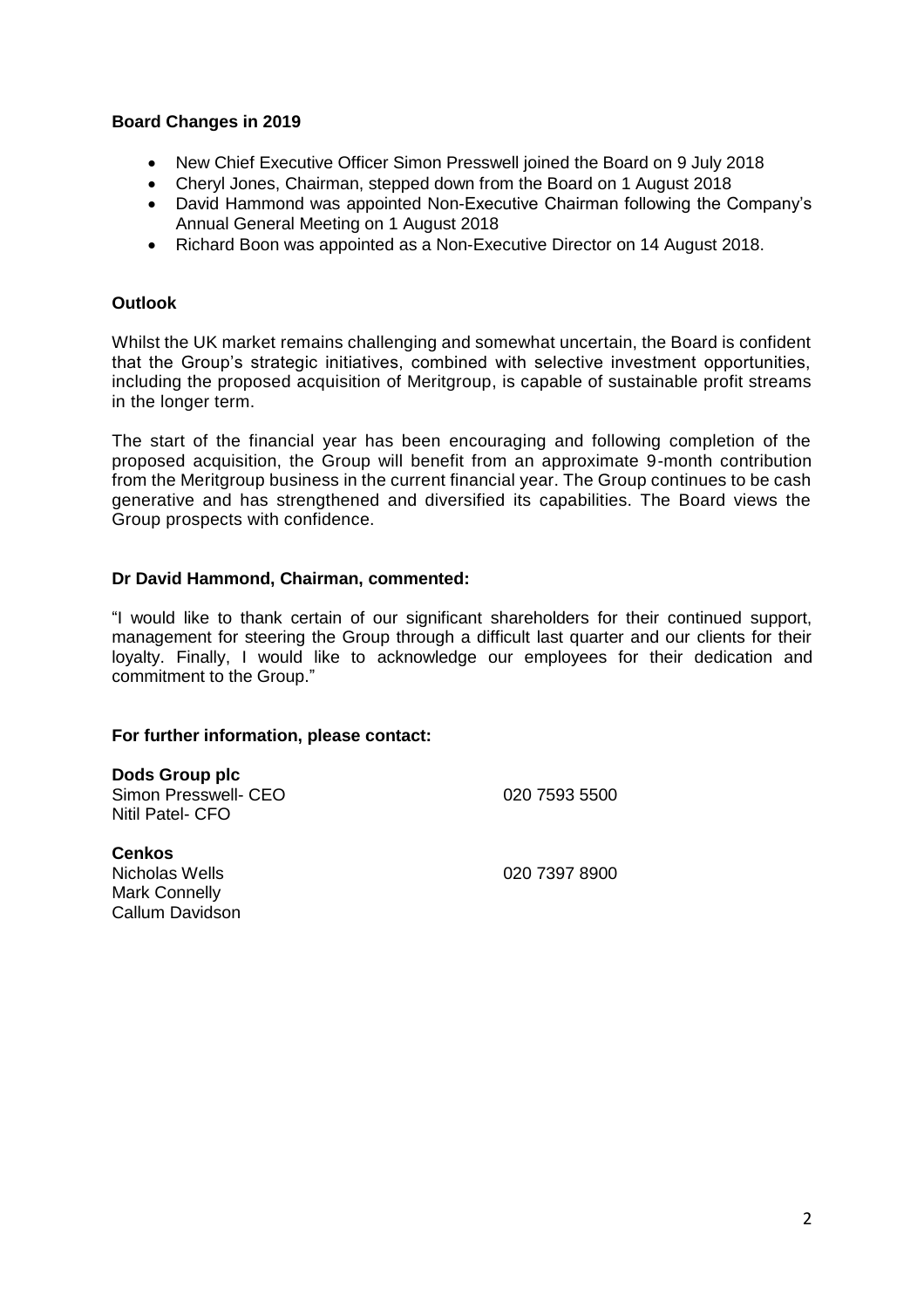**Board Changes in 2019**

- New Chief Executive Officer Simon Presswell joined the Board on 9 July 2018
- Cheryl Jones, Chairman, stepped down from the Board on 1 August 2018
- David Hammond was appointed Non-Executive Chairman following the Company's Annual General Meeting on 1 August 2018
- Richard Boon was appointed as a Non-Executive Director on 14 August 2018.

**Outlook**

Whilst the UK market remains challenging and somewhat uncertain, the Board is confident that the Group's strategic initiatives, combined with selective investment opportunities, including the proposed acquisition of Meritgroup, is capable of sustainable profit streams in the longer term.

The start of the financial year has been encouraging and following completion of the proposed acquisition, the Group will benefit from an approximate 9-month contribution from the Meritgroup business in the current financial year. The Group continues to be cash generative and has strengthened and diversified its capabilities. The Board views the Group prospects with confidence.

**Dr David Hammond, Chairman, commented:**

"I would like to thank certain of our significant shareholders for their continued support, management for steering the Group through a difficult last quarter and our clients for their loyalty. Finally, I would like to acknowledge our employees for their dedication and commitment to the Group."

**For further information, please contact:**

**Dods Group plc**
Simon Presswell- CEO 020 7593 5500
Nitil Patel- CFO

**Cenkos**
Nicholas Wells 020 7397 8900
Mark Connelly
Callum Davidson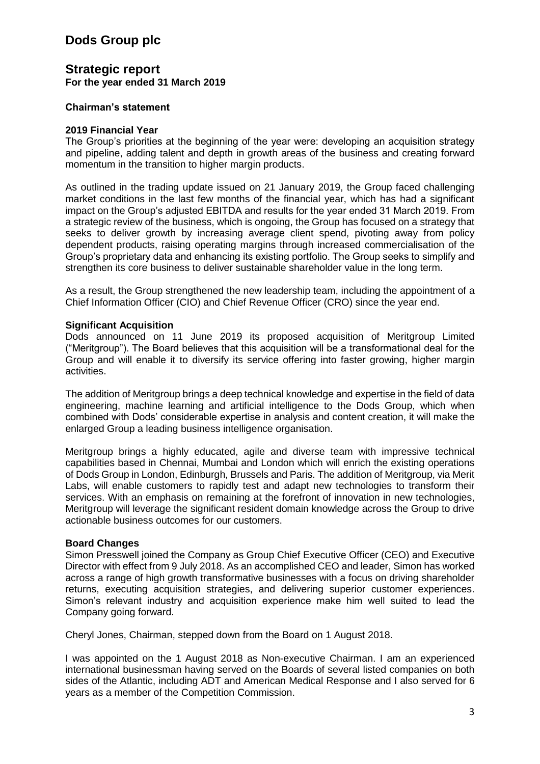# Dods Group plc

## Strategic report

**For the year ended 31 March 2019**

### Chairman's statement

**2019 Financial Year**

The Group's priorities at the beginning of the year were: developing an acquisition strategy and pipeline, adding talent and depth in growth areas of the business and creating forward momentum in the transition to higher margin products.

As outlined in the trading update issued on 21 January 2019, the Group faced challenging market conditions in the last few months of the financial year, which has had a significant impact on the Group's adjusted EBITDA and results for the year ended 31 March 2019. From a strategic review of the business, which is ongoing, the Group has focused on a strategy that seeks to deliver growth by increasing average client spend, pivoting away from policy dependent products, raising operating margins through increased commercialisation of the Group's proprietary data and enhancing its existing portfolio. The Group seeks to simplify and strengthen its core business to deliver sustainable shareholder value in the long term.

As a result, the Group strengthened the new leadership team, including the appointment of a Chief Information Officer (CIO) and Chief Revenue Officer (CRO) since the year end.

**Significant Acquisition**

Dods announced on 11 June 2019 its proposed acquisition of Meritgroup Limited ("Meritgroup"). The Board believes that this acquisition will be a transformational deal for the Group and will enable it to diversify its service offering into faster growing, higher margin activities.

The addition of Meritgroup brings a deep technical knowledge and expertise in the field of data engineering, machine learning and artificial intelligence to the Dods Group, which when combined with Dods' considerable expertise in analysis and content creation, it will make the enlarged Group a leading business intelligence organisation.

Meritgroup brings a highly educated, agile and diverse team with impressive technical capabilities based in Chennai, Mumbai and London which will enrich the existing operations of Dods Group in London, Edinburgh, Brussels and Paris. The addition of Meritgroup, via Merit Labs, will enable customers to rapidly test and adapt new technologies to transform their services. With an emphasis on remaining at the forefront of innovation in new technologies, Meritgroup will leverage the significant resident domain knowledge across the Group to drive actionable business outcomes for our customers.

**Board Changes**

Simon Presswell joined the Company as Group Chief Executive Officer (CEO) and Executive Director with effect from 9 July 2018. As an accomplished CEO and leader, Simon has worked across a range of high growth transformative businesses with a focus on driving shareholder returns, executing acquisition strategies, and delivering superior customer experiences. Simon's relevant industry and acquisition experience make him well suited to lead the Company going forward.

Cheryl Jones, Chairman, stepped down from the Board on 1 August 2018.

I was appointed on the 1 August 2018 as Non-executive Chairman. I am an experienced international businessman having served on the Boards of several listed companies on both sides of the Atlantic, including ADT and American Medical Response and I also served for 6 years as a member of the Competition Commission.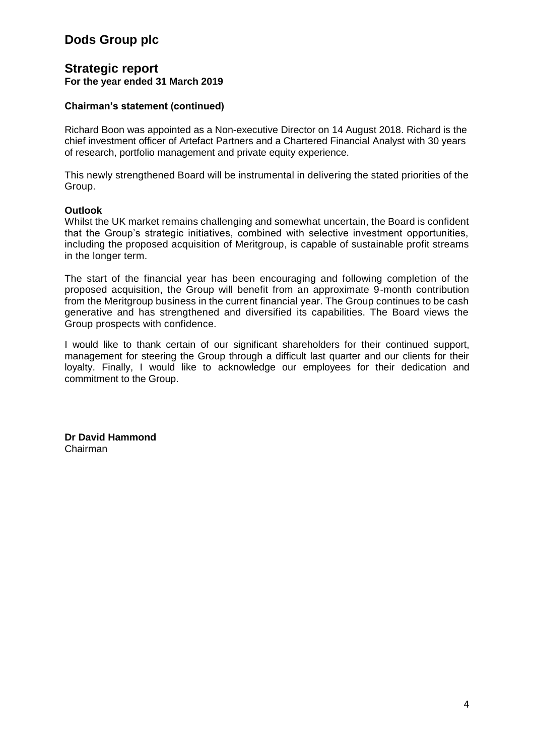# Dods Group plc

## Strategic report
**For the year ended 31 March 2019**

### Chairman's statement (continued)

Richard Boon was appointed as a Non-executive Director on 14 August 2018. Richard is the chief investment officer of Artefact Partners and a Chartered Financial Analyst with 30 years of research, portfolio management and private equity experience.

This newly strengthened Board will be instrumental in delivering the stated priorities of the Group.

**Outlook**

Whilst the UK market remains challenging and somewhat uncertain, the Board is confident that the Group's strategic initiatives, combined with selective investment opportunities, including the proposed acquisition of Meritgroup, is capable of sustainable profit streams in the longer term.

The start of the financial year has been encouraging and following completion of the proposed acquisition, the Group will benefit from an approximate 9-month contribution from the Meritgroup business in the current financial year. The Group continues to be cash generative and has strengthened and diversified its capabilities. The Board views the Group prospects with confidence.

I would like to thank certain of our significant shareholders for their continued support, management for steering the Group through a difficult last quarter and our clients for their loyalty. Finally, I would like to acknowledge our employees for their dedication and commitment to the Group.

**Dr David Hammond**
Chairman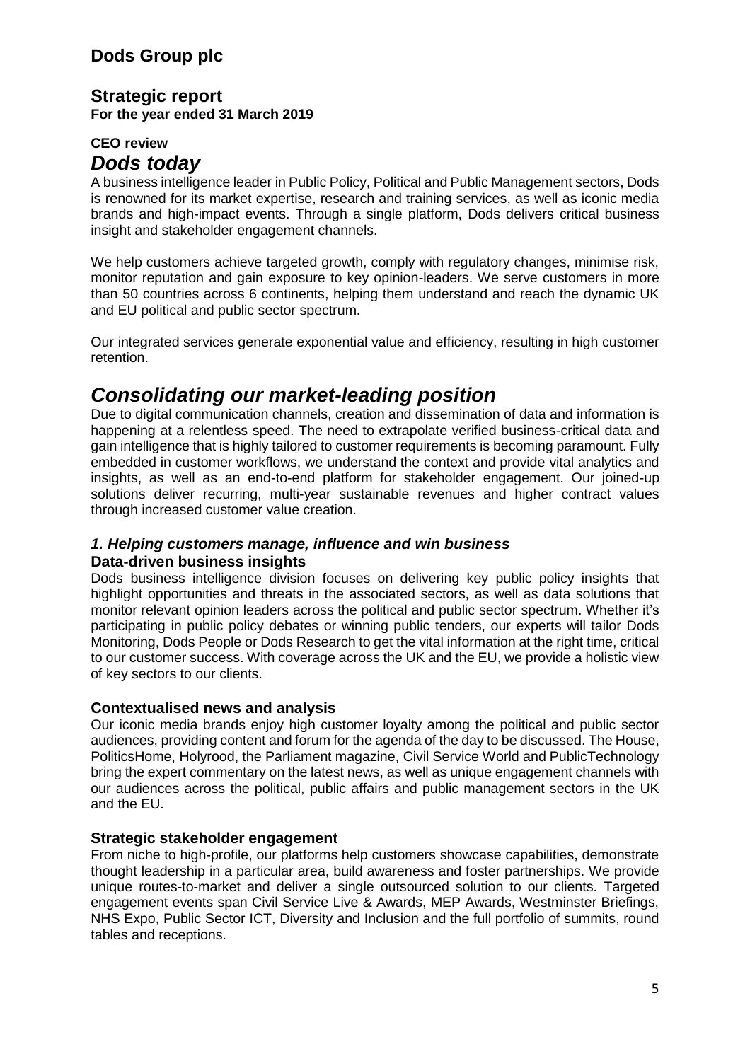# Dods Group plc

## Strategic report
**For the year ended 31 March 2019**

**CEO review**

## *Dods today*

A business intelligence leader in Public Policy, Political and Public Management sectors, Dods is renowned for its market expertise, research and training services, as well as iconic media brands and high-impact events. Through a single platform, Dods delivers critical business insight and stakeholder engagement channels.

We help customers achieve targeted growth, comply with regulatory changes, minimise risk, monitor reputation and gain exposure to key opinion-leaders. We serve customers in more than 50 countries across 6 continents, helping them understand and reach the dynamic UK and EU political and public sector spectrum.

Our integrated services generate exponential value and efficiency, resulting in high customer retention.

## *Consolidating our market-leading position*

Due to digital communication channels, creation and dissemination of data and information is happening at a relentless speed. The need to extrapolate verified business-critical data and gain intelligence that is highly tailored to customer requirements is becoming paramount. Fully embedded in customer workflows, we understand the context and provide vital analytics and insights, as well as an end-to-end platform for stakeholder engagement. Our joined-up solutions deliver recurring, multi-year sustainable revenues and higher contract values through increased customer value creation.

### *1. Helping customers manage, influence and win business*

**Data-driven business insights**

Dods business intelligence division focuses on delivering key public policy insights that highlight opportunities and threats in the associated sectors, as well as data solutions that monitor relevant opinion leaders across the political and public sector spectrum. Whether it's participating in public policy debates or winning public tenders, our experts will tailor Dods Monitoring, Dods People or Dods Research to get the vital information at the right time, critical to our customer success. With coverage across the UK and the EU, we provide a holistic view of key sectors to our clients.

**Contextualised news and analysis**

Our iconic media brands enjoy high customer loyalty among the political and public sector audiences, providing content and forum for the agenda of the day to be discussed. The House, PoliticsHome, Holyrood, the Parliament magazine, Civil Service World and PublicTechnology bring the expert commentary on the latest news, as well as unique engagement channels with our audiences across the political, public affairs and public management sectors in the UK and the EU.

**Strategic stakeholder engagement**

From niche to high-profile, our platforms help customers showcase capabilities, demonstrate thought leadership in a particular area, build awareness and foster partnerships. We provide unique routes-to-market and deliver a single outsourced solution to our clients. Targeted engagement events span Civil Service Live & Awards, MEP Awards, Westminster Briefings, NHS Expo, Public Sector ICT, Diversity and Inclusion and the full portfolio of summits, round tables and receptions.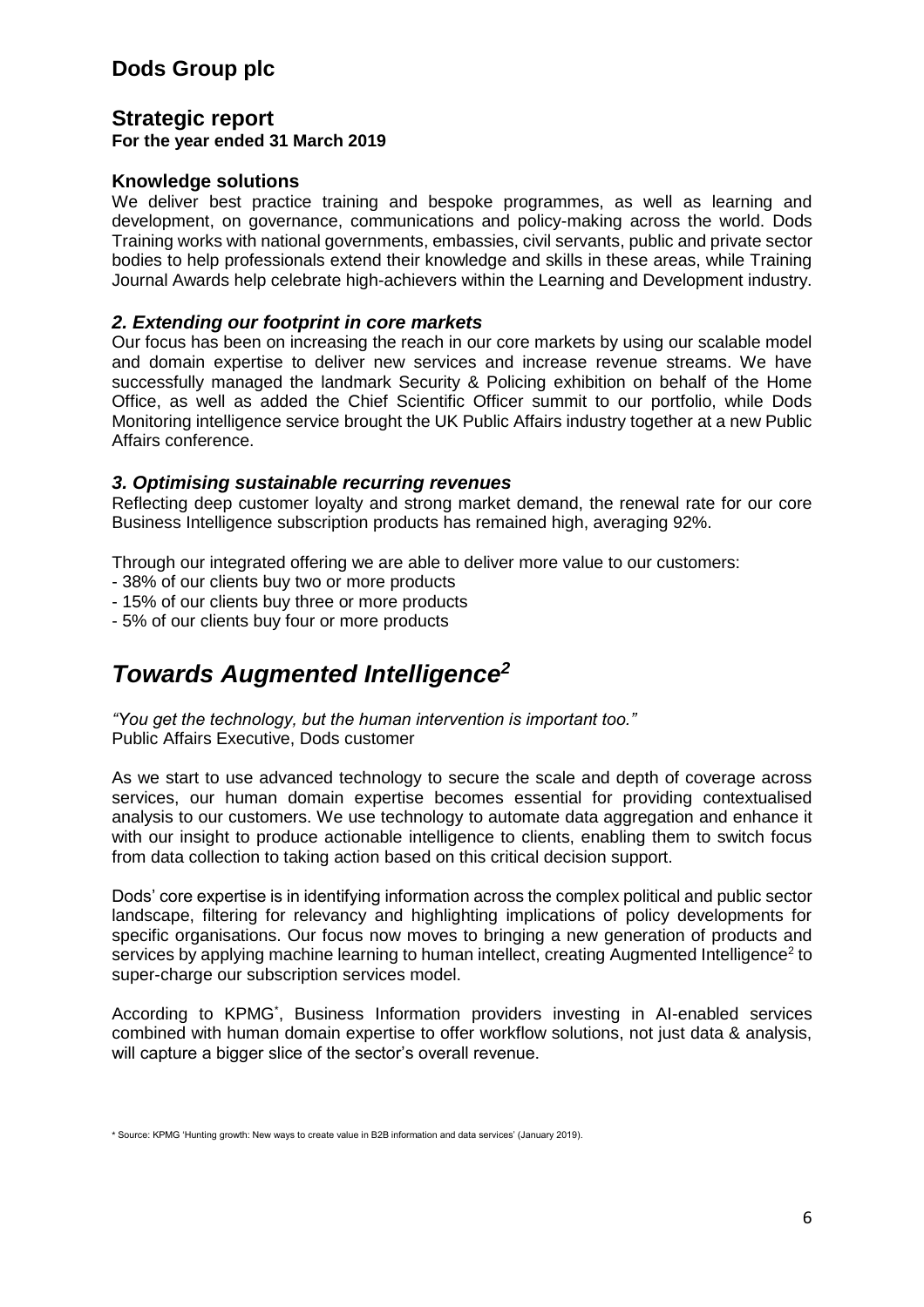# Dods Group plc

## Strategic report

**For the year ended 31 March 2019**

### Knowledge solutions

We deliver best practice training and bespoke programmes, as well as learning and development, on governance, communications and policy-making across the world. Dods Training works with national governments, embassies, civil servants, public and private sector bodies to help professionals extend their knowledge and skills in these areas, while Training Journal Awards help celebrate high-achievers within the Learning and Development industry.

### *2. Extending our footprint in core markets*

Our focus has been on increasing the reach in our core markets by using our scalable model and domain expertise to deliver new services and increase revenue streams. We have successfully managed the landmark Security & Policing exhibition on behalf of the Home Office, as well as added the Chief Scientific Officer summit to our portfolio, while Dods Monitoring intelligence service brought the UK Public Affairs industry together at a new Public Affairs conference.

### *3. Optimising sustainable recurring revenues*

Reflecting deep customer loyalty and strong market demand, the renewal rate for our core Business Intelligence subscription products has remained high, averaging 92%.

Through our integrated offering we are able to deliver more value to our customers:

- 38% of our clients buy two or more products
- 15% of our clients buy three or more products
- 5% of our clients buy four or more products

## *Towards Augmented Intelligence[2]*

*"You get the technology, but the human intervention is important too."*
Public Affairs Executive, Dods customer

As we start to use advanced technology to secure the scale and depth of coverage across services, our human domain expertise becomes essential for providing contextualised analysis to our customers. We use technology to automate data aggregation and enhance it with our insight to produce actionable intelligence to clients, enabling them to switch focus from data collection to taking action based on this critical decision support.

Dods' core expertise is in identifying information across the complex political and public sector landscape, filtering for relevancy and highlighting implications of policy developments for specific organisations. Our focus now moves to bringing a new generation of products and services by applying machine learning to human intellect, creating Augmented Intelligence[2] to super-charge our subscription services model.

According to KPMG[*], Business Information providers investing in AI-enabled services combined with human domain expertise to offer workflow solutions, not just data & analysis, will capture a bigger slice of the sector's overall revenue.

\* Source: KPMG 'Hunting growth: New ways to create value in B2B information and data services' (January 2019).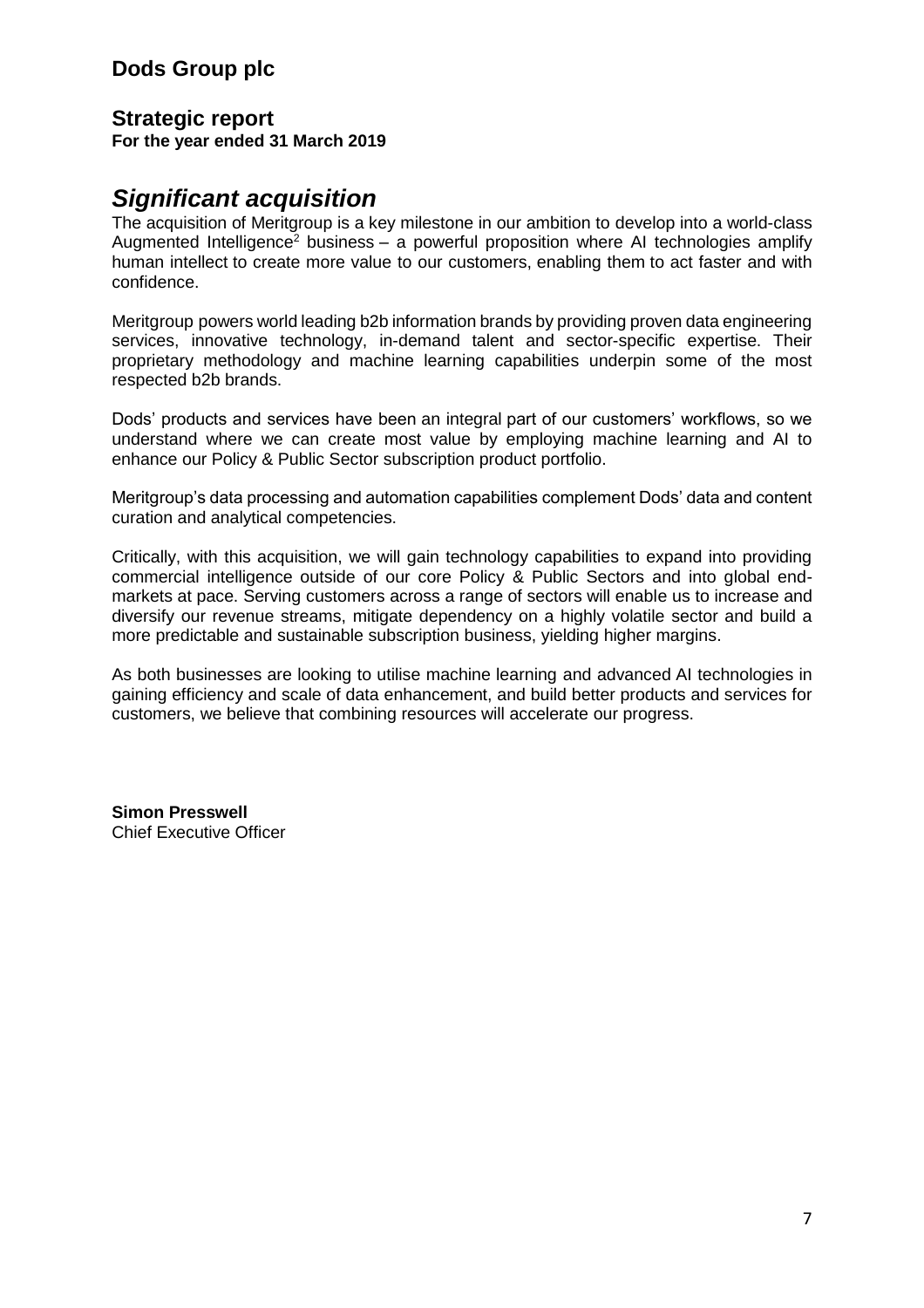# Dods Group plc

## Strategic report
**For the year ended 31 March 2019**

## *Significant acquisition*

The acquisition of Meritgroup is a key milestone in our ambition to develop into a world-class Augmented Intelligence[2] business – a powerful proposition where AI technologies amplify human intellect to create more value to our customers, enabling them to act faster and with confidence.

Meritgroup powers world leading b2b information brands by providing proven data engineering services, innovative technology, in-demand talent and sector-specific expertise. Their proprietary methodology and machine learning capabilities underpin some of the most respected b2b brands.

Dods' products and services have been an integral part of our customers' workflows, so we understand where we can create most value by employing machine learning and AI to enhance our Policy & Public Sector subscription product portfolio.

Meritgroup's data processing and automation capabilities complement Dods' data and content curation and analytical competencies.

Critically, with this acquisition, we will gain technology capabilities to expand into providing commercial intelligence outside of our core Policy & Public Sectors and into global end-markets at pace. Serving customers across a range of sectors will enable us to increase and diversify our revenue streams, mitigate dependency on a highly volatile sector and build a more predictable and sustainable subscription business, yielding higher margins.

As both businesses are looking to utilise machine learning and advanced AI technologies in gaining efficiency and scale of data enhancement, and build better products and services for customers, we believe that combining resources will accelerate our progress.

**Simon Presswell**
Chief Executive Officer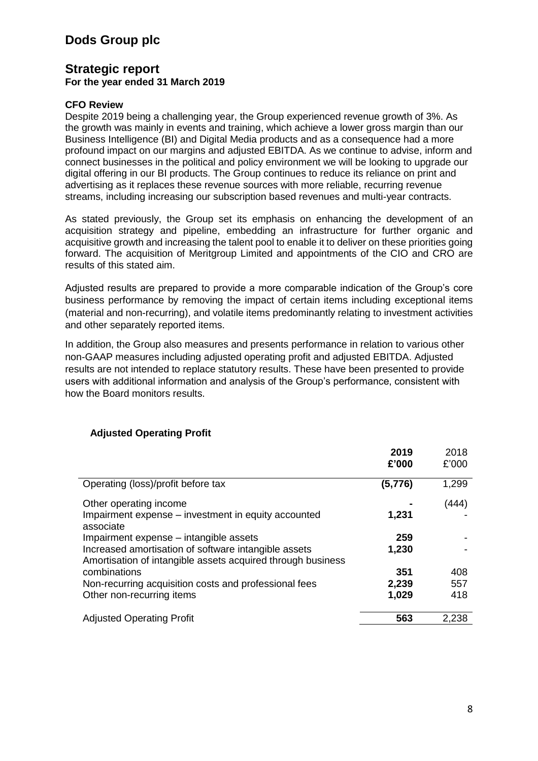# Dods Group plc

## Strategic report

**For the year ended 31 March 2019**

**CFO Review**

Despite 2019 being a challenging year, the Group experienced revenue growth of 3%. As the growth was mainly in events and training, which achieve a lower gross margin than our Business Intelligence (BI) and Digital Media products and as a consequence had a more profound impact on our margins and adjusted EBITDA. As we continue to advise, inform and connect businesses in the political and policy environment we will be looking to upgrade our digital offering in our BI products. The Group continues to reduce its reliance on print and advertising as it replaces these revenue sources with more reliable, recurring revenue streams, including increasing our subscription based revenues and multi-year contracts.

As stated previously, the Group set its emphasis on enhancing the development of an acquisition strategy and pipeline, embedding an infrastructure for further organic and acquisitive growth and increasing the talent pool to enable it to deliver on these priorities going forward. The acquisition of Meritgroup Limited and appointments of the CIO and CRO are results of this stated aim.

Adjusted results are prepared to provide a more comparable indication of the Group's core business performance by removing the impact of certain items including exceptional items (material and non-recurring), and volatile items predominantly relating to investment activities and other separately reported items.

In addition, the Group also measures and presents performance in relation to various other non-GAAP measures including adjusted operating profit and adjusted EBITDA. Adjusted results are not intended to replace statutory results. These have been presented to provide users with additional information and analysis of the Group's performance, consistent with how the Board monitors results.

**Adjusted Operating Profit**

| | **2019**<br>**£'000** | 2018<br>£'000 |
|---|---|---|
| Operating (loss)/profit before tax | **(5,776)** | 1,299 |
| Other operating income | **-** | (444) |
| Impairment expense – investment in equity accounted associate | **1,231** | - |
| Impairment expense – intangible assets | **259** | - |
| Increased amortisation of software intangible assets | **1,230** | - |
| Amortisation of intangible assets acquired through business combinations | **351** | 408 |
| Non-recurring acquisition costs and professional fees | **2,239** | 557 |
| Other non-recurring items | **1,029** | 418 |
| Adjusted Operating Profit | **563** | 2,238 |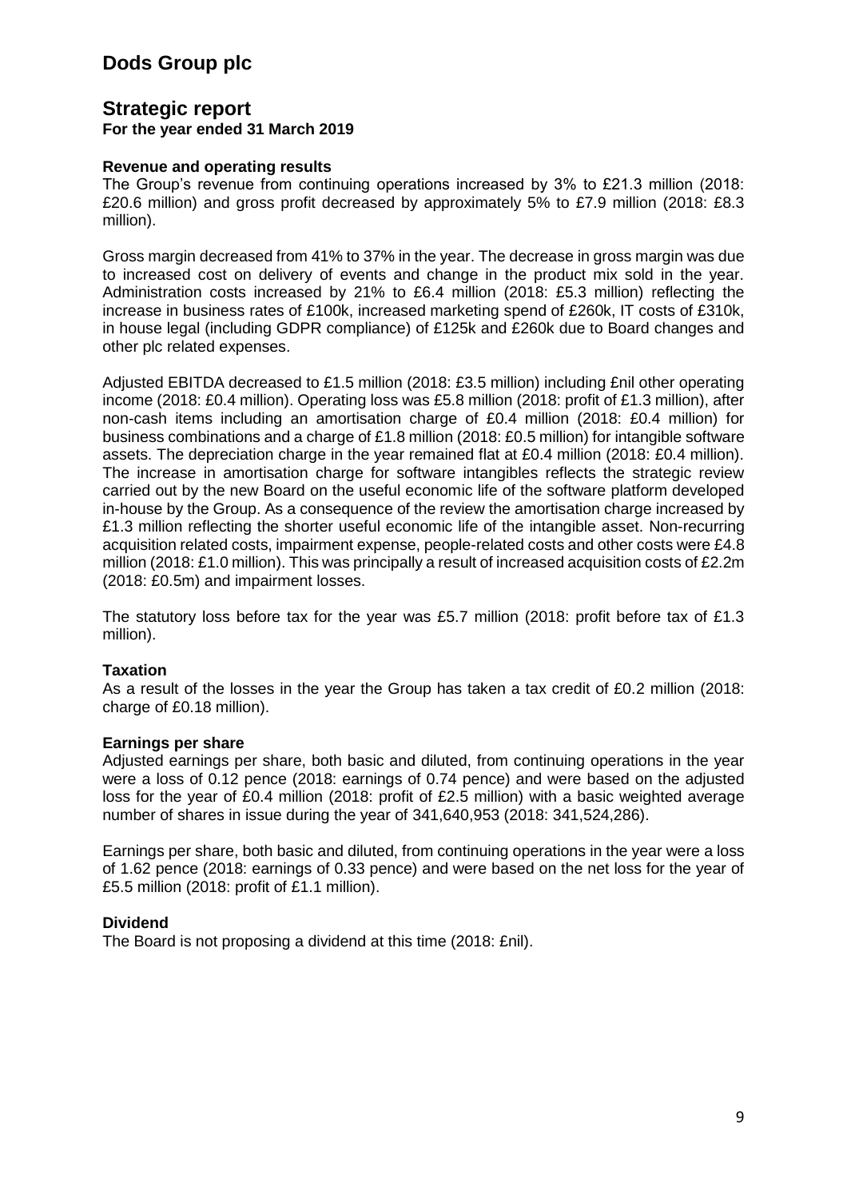# Dods Group plc

## Strategic report

**For the year ended 31 March 2019**

### Revenue and operating results

The Group's revenue from continuing operations increased by 3% to £21.3 million (2018: £20.6 million) and gross profit decreased by approximately 5% to £7.9 million (2018: £8.3 million).

Gross margin decreased from 41% to 37% in the year. The decrease in gross margin was due to increased cost on delivery of events and change in the product mix sold in the year. Administration costs increased by 21% to £6.4 million (2018: £5.3 million) reflecting the increase in business rates of £100k, increased marketing spend of £260k, IT costs of £310k, in house legal (including GDPR compliance) of £125k and £260k due to Board changes and other plc related expenses.

Adjusted EBITDA decreased to £1.5 million (2018: £3.5 million) including £nil other operating income (2018: £0.4 million). Operating loss was £5.8 million (2018: profit of £1.3 million), after non-cash items including an amortisation charge of £0.4 million (2018: £0.4 million) for business combinations and a charge of £1.8 million (2018: £0.5 million) for intangible software assets. The depreciation charge in the year remained flat at £0.4 million (2018: £0.4 million). The increase in amortisation charge for software intangibles reflects the strategic review carried out by the new Board on the useful economic life of the software platform developed in-house by the Group. As a consequence of the review the amortisation charge increased by £1.3 million reflecting the shorter useful economic life of the intangible asset. Non-recurring acquisition related costs, impairment expense, people-related costs and other costs were £4.8 million (2018: £1.0 million). This was principally a result of increased acquisition costs of £2.2m (2018: £0.5m) and impairment losses.

The statutory loss before tax for the year was £5.7 million (2018: profit before tax of £1.3 million).

### Taxation

As a result of the losses in the year the Group has taken a tax credit of £0.2 million (2018: charge of £0.18 million).

### Earnings per share

Adjusted earnings per share, both basic and diluted, from continuing operations in the year were a loss of 0.12 pence (2018: earnings of 0.74 pence) and were based on the adjusted loss for the year of £0.4 million (2018: profit of £2.5 million) with a basic weighted average number of shares in issue during the year of 341,640,953 (2018: 341,524,286).

Earnings per share, both basic and diluted, from continuing operations in the year were a loss of 1.62 pence (2018: earnings of 0.33 pence) and were based on the net loss for the year of £5.5 million (2018: profit of £1.1 million).

### Dividend

The Board is not proposing a dividend at this time (2018: £nil).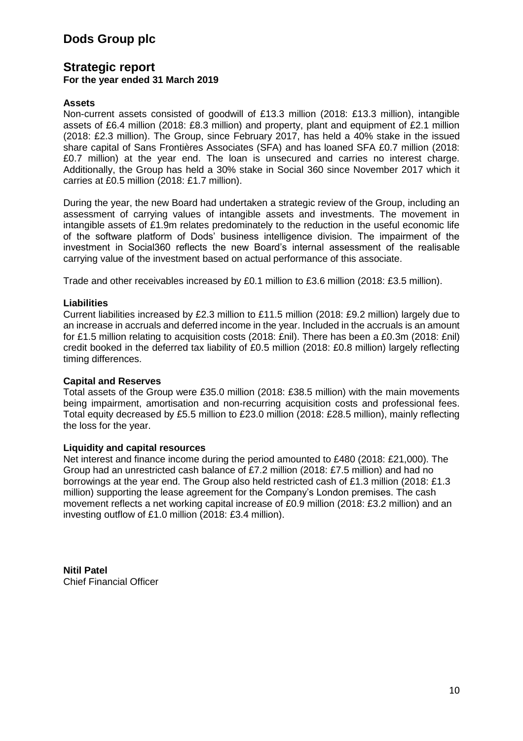# Dods Group plc

## Strategic report

**For the year ended 31 March 2019**

### Assets

Non-current assets consisted of goodwill of £13.3 million (2018: £13.3 million), intangible assets of £6.4 million (2018: £8.3 million) and property, plant and equipment of £2.1 million (2018: £2.3 million). The Group, since February 2017, has held a 40% stake in the issued share capital of Sans Frontières Associates (SFA) and has loaned SFA £0.7 million (2018: £0.7 million) at the year end. The loan is unsecured and carries no interest charge. Additionally, the Group has held a 30% stake in Social 360 since November 2017 which it carries at £0.5 million (2018: £1.7 million).

During the year, the new Board had undertaken a strategic review of the Group, including an assessment of carrying values of intangible assets and investments. The movement in intangible assets of £1.9m relates predominately to the reduction in the useful economic life of the software platform of Dods' business intelligence division. The impairment of the investment in Social360 reflects the new Board's internal assessment of the realisable carrying value of the investment based on actual performance of this associate.

Trade and other receivables increased by £0.1 million to £3.6 million (2018: £3.5 million).

### Liabilities

Current liabilities increased by £2.3 million to £11.5 million (2018: £9.2 million) largely due to an increase in accruals and deferred income in the year. Included in the accruals is an amount for £1.5 million relating to acquisition costs (2018: £nil). There has been a £0.3m (2018: £nil) credit booked in the deferred tax liability of £0.5 million (2018: £0.8 million) largely reflecting timing differences.

### Capital and Reserves

Total assets of the Group were £35.0 million (2018: £38.5 million) with the main movements being impairment, amortisation and non-recurring acquisition costs and professional fees. Total equity decreased by £5.5 million to £23.0 million (2018: £28.5 million), mainly reflecting the loss for the year.

### Liquidity and capital resources

Net interest and finance income during the period amounted to £480 (2018: £21,000). The Group had an unrestricted cash balance of £7.2 million (2018: £7.5 million) and had no borrowings at the year end. The Group also held restricted cash of £1.3 million (2018: £1.3 million) supporting the lease agreement for the Company's London premises. The cash movement reflects a net working capital increase of £0.9 million (2018: £3.2 million) and an investing outflow of £1.0 million (2018: £3.4 million).

**Nitil Patel**
Chief Financial Officer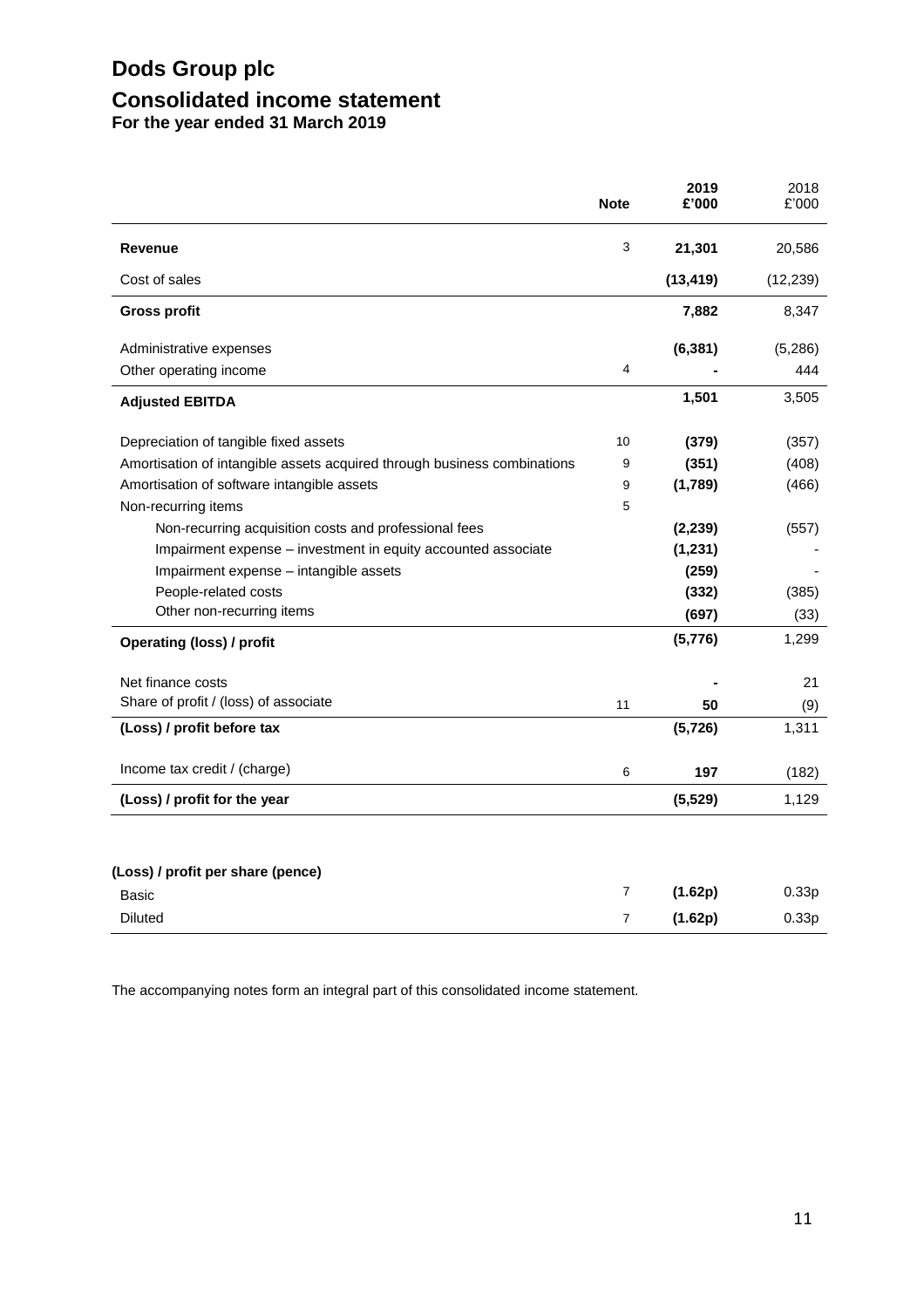# Dods Group plc

## Consolidated income statement

### For the year ended 31 March 2019

| | Note | 2019 £'000 | 2018 £'000 |
|---|---|---|---|
| **Revenue** | 3 | **21,301** | 20,586 |
| Cost of sales | | **(13,419)** | (12,239) |
| **Gross profit** | | **7,882** | 8,347 |
| Administrative expenses | | **(6,381)** | (5,286) |
| Other operating income | 4 | **-** | 444 |
| **Adjusted EBITDA** | | **1,501** | 3,505 |
| Depreciation of tangible fixed assets | 10 | **(379)** | (357) |
| Amortisation of intangible assets acquired through business combinations | 9 | **(351)** | (408) |
| Amortisation of software intangible assets | 9 | **(1,789)** | (466) |
| Non-recurring items | 5 | | |
| Non-recurring acquisition costs and professional fees | | **(2,239)** | (557) |
| Impairment expense – investment in equity accounted associate | | **(1,231)** | - |
| Impairment expense – intangible assets | | **(259)** | - |
| People-related costs | | **(332)** | (385) |
| Other non-recurring items | | **(697)** | (33) |
| **Operating (loss) / profit** | | **(5,776)** | 1,299 |
| Net finance costs | | **-** | 21 |
| Share of profit / (loss) of associate | 11 | **50** | (9) |
| **(Loss) / profit before tax** | | **(5,726)** | 1,311 |
| Income tax credit / (charge) | 6 | **197** | (182) |
| **(Loss) / profit for the year** | | **(5,529)** | 1,129 |
| | | | |
| **(Loss) / profit per share (pence)** | | | |
| Basic | 7 | **(1.62p)** | 0.33p |
| Diluted | 7 | **(1.62p)** | 0.33p |

The accompanying notes form an integral part of this consolidated income statement.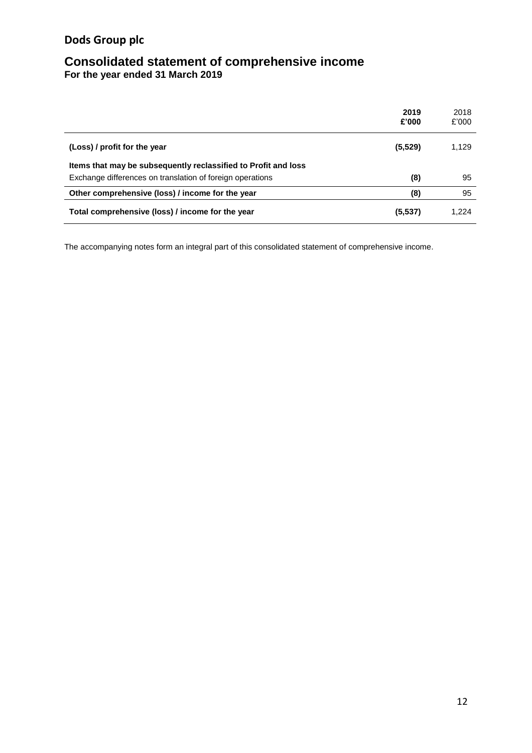## Dods Group plc

# Consolidated statement of comprehensive income

**For the year ended 31 March 2019**

| | **2019**<br>**£'000** | 2018<br>£'000 |
|---|---|---|
| **(Loss) / profit for the year** | **(5,529)** | 1,129 |
| **Items that may be subsequently reclassified to Profit and loss** | | |
| Exchange differences on translation of foreign operations | **(8)** | 95 |
| **Other comprehensive (loss) / income for the year** | **(8)** | 95 |
| **Total comprehensive (loss) / income for the year** | **(5,537)** | 1,224 |

The accompanying notes form an integral part of this consolidated statement of comprehensive income.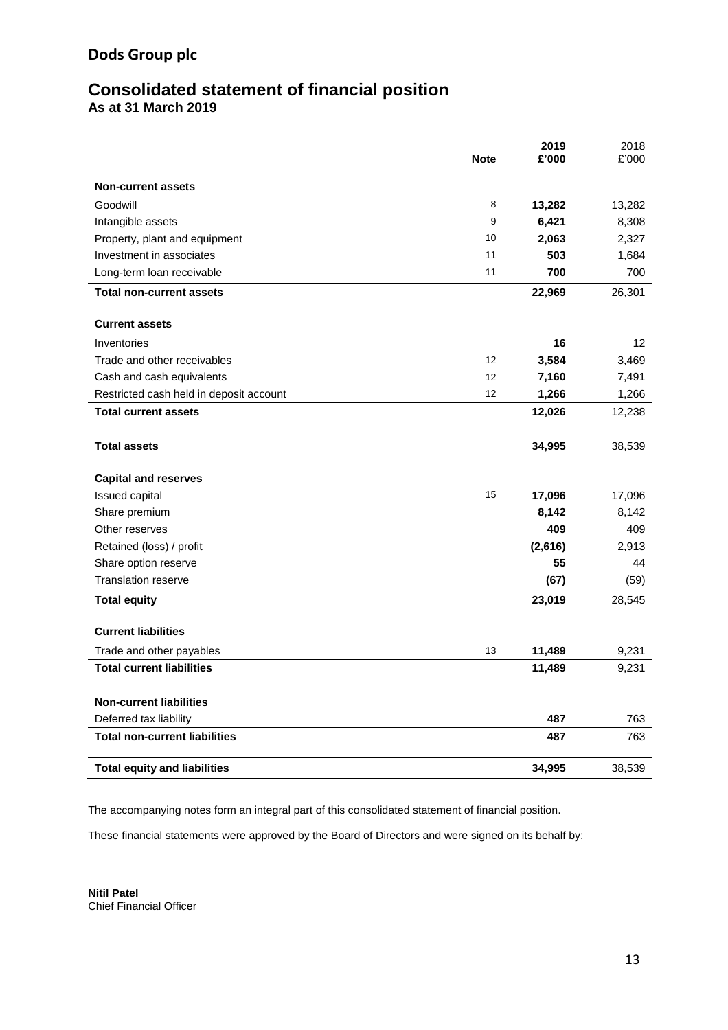# Dods Group plc

## Consolidated statement of financial position

### As at 31 March 2019

| | Note | 2019 £'000 | 2018 £'000 |
|---|---|---|---|
| **Non-current assets** | | | |
| Goodwill | 8 | **13,282** | 13,282 |
| Intangible assets | 9 | **6,421** | 8,308 |
| Property, plant and equipment | 10 | **2,063** | 2,327 |
| Investment in associates | 11 | **503** | 1,684 |
| Long-term loan receivable | 11 | **700** | 700 |
| **Total non-current assets** | | **22,969** | 26,301 |
| **Current assets** | | | |
| Inventories | | **16** | 12 |
| Trade and other receivables | 12 | **3,584** | 3,469 |
| Cash and cash equivalents | 12 | **7,160** | 7,491 |
| Restricted cash held in deposit account | 12 | **1,266** | 1,266 |
| **Total current assets** | | **12,026** | 12,238 |
| **Total assets** | | **34,995** | 38,539 |
| **Capital and reserves** | | | |
| Issued capital | 15 | **17,096** | 17,096 |
| Share premium | | **8,142** | 8,142 |
| Other reserves | | **409** | 409 |
| Retained (loss) / profit | | **(2,616)** | 2,913 |
| Share option reserve | | **55** | 44 |
| Translation reserve | | **(67)** | (59) |
| **Total equity** | | **23,019** | 28,545 |
| **Current liabilities** | | | |
| Trade and other payables | 13 | **11,489** | 9,231 |
| **Total current liabilities** | | **11,489** | 9,231 |
| **Non-current liabilities** | | | |
| Deferred tax liability | | **487** | 763 |
| **Total non-current liabilities** | | **487** | 763 |
| **Total equity and liabilities** | | **34,995** | 38,539 |

The accompanying notes form an integral part of this consolidated statement of financial position.

These financial statements were approved by the Board of Directors and were signed on its behalf by:

**Nitil Patel**
Chief Financial Officer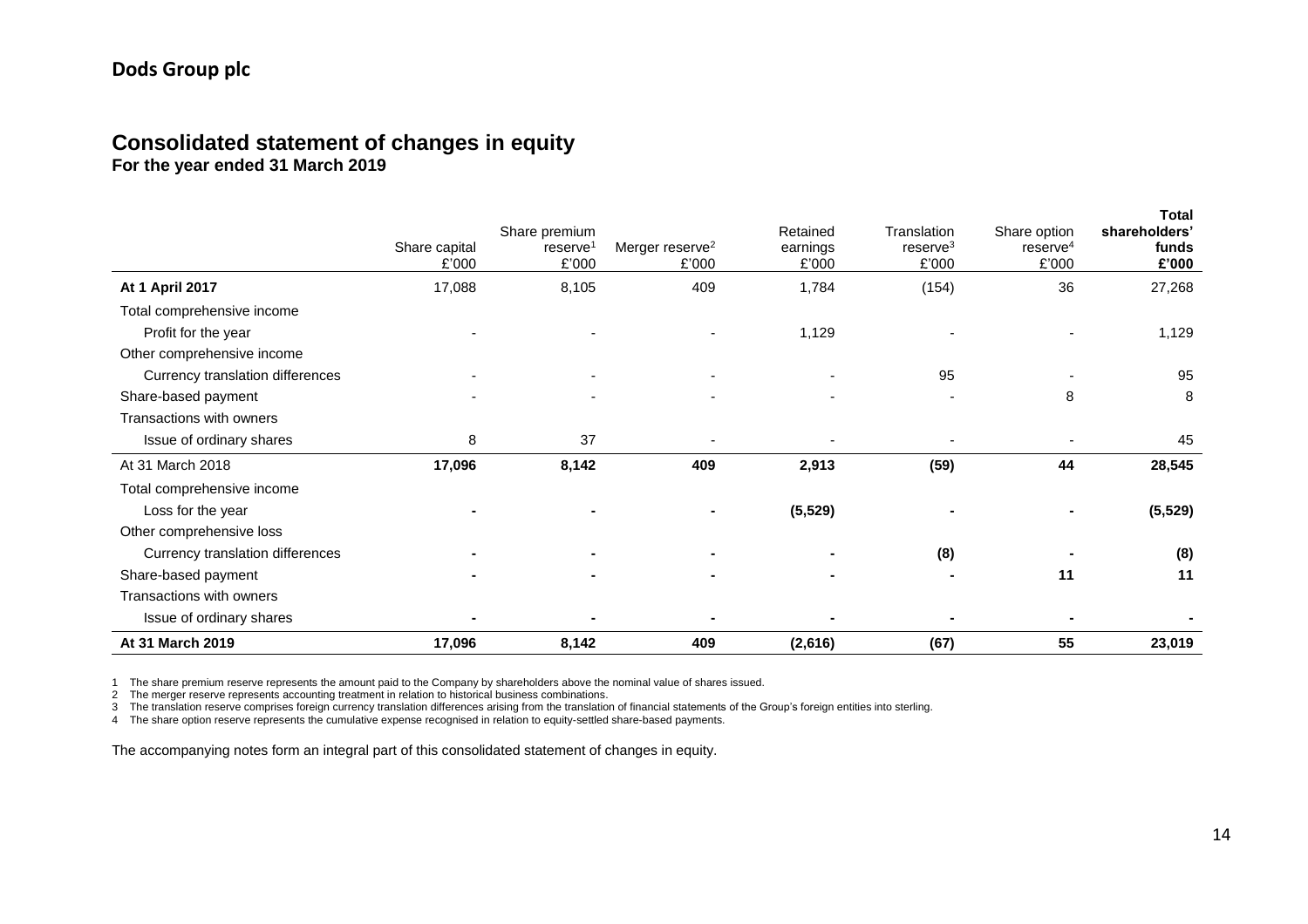**Dods Group plc**

## Consolidated statement of changes in equity

**For the year ended 31 March 2019**

| | Share capital £'000 | Share premium reserve[1] £'000 | Merger reserve[2] £'000 | Retained earnings £'000 | Translation reserve[3] £'000 | Share option reserve[4] £'000 | **Total shareholders' funds £'000** |
|---|---|---|---|---|---|---|---|
| **At 1 April 2017** | 17,088 | 8,105 | 409 | 1,784 | (154) | 36 | 27,268 |
| Total comprehensive income | | | | | | | |
| Profit for the year | - | - | - | 1,129 | - | - | 1,129 |
| Other comprehensive income | | | | | | | |
| Currency translation differences | - | - | - | - | 95 | - | 95 |
| Share-based payment | - | - | - | - | - | 8 | 8 |
| Transactions with owners | | | | | | | |
| Issue of ordinary shares | 8 | 37 | - | - | - | - | 45 |
| At 31 March 2018 | **17,096** | **8,142** | **409** | **2,913** | **(59)** | **44** | **28,545** |
| Total comprehensive income | | | | | | | |
| Loss for the year | **-** | **-** | **-** | **(5,529)** | **-** | **-** | **(5,529)** |
| Other comprehensive loss | | | | | | | |
| Currency translation differences | **-** | **-** | **-** | **-** | **(8)** | **-** | **(8)** |
| Share-based payment | **-** | **-** | **-** | **-** | **-** | **11** | **11** |
| Transactions with owners | | | | | | | |
| Issue of ordinary shares | **-** | **-** | **-** | **-** | **-** | **-** | **-** |
| **At 31 March 2019** | **17,096** | **8,142** | **409** | **(2,616)** | **(67)** | **55** | **23,019** |

1 The share premium reserve represents the amount paid to the Company by shareholders above the nominal value of shares issued.
2 The merger reserve represents accounting treatment in relation to historical business combinations.
3 The translation reserve comprises foreign currency translation differences arising from the translation of financial statements of the Group's foreign entities into sterling.
4 The share option reserve represents the cumulative expense recognised in relation to equity-settled share-based payments.

The accompanying notes form an integral part of this consolidated statement of changes in equity.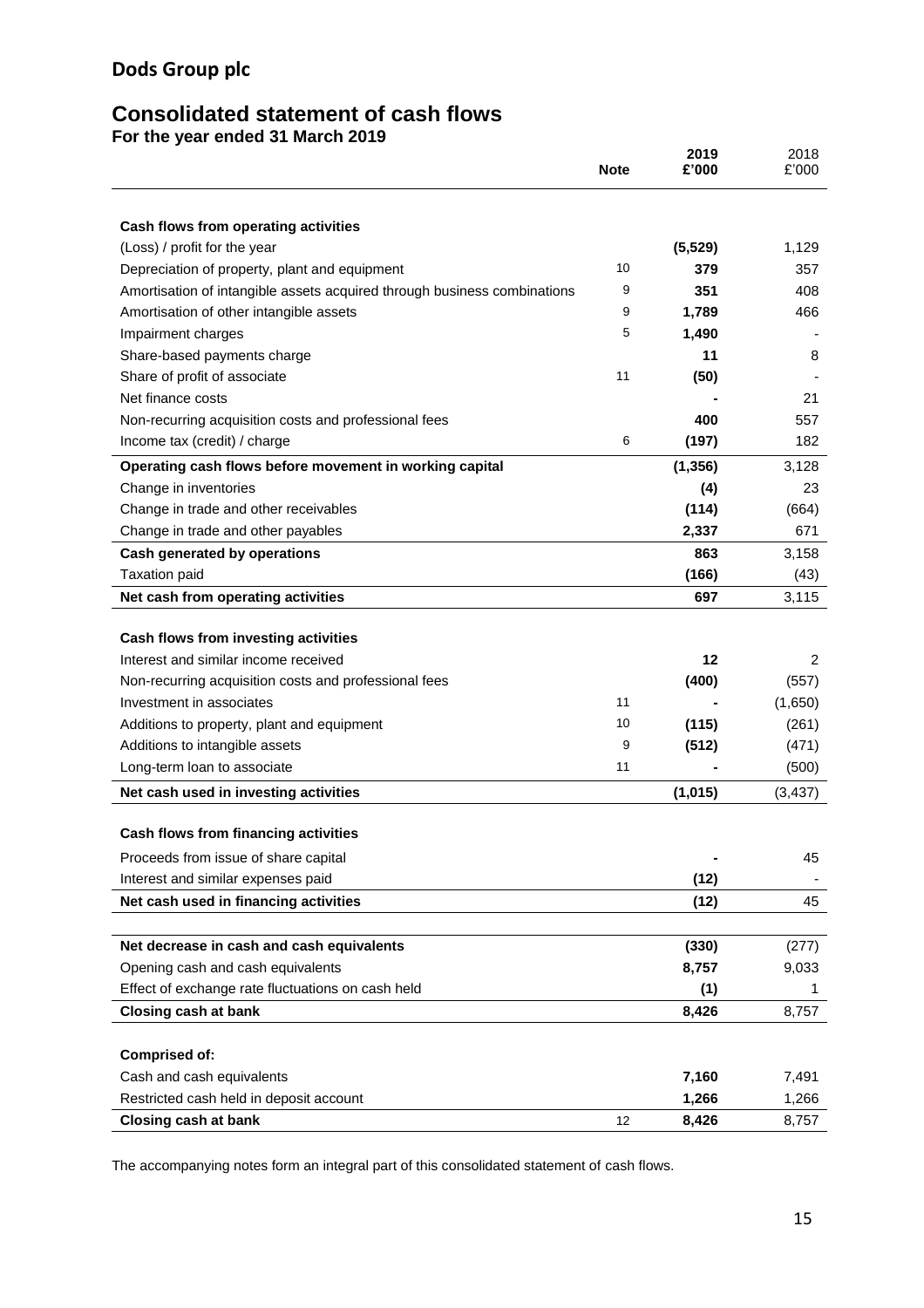## Dods Group plc

# Consolidated statement of cash flows

**For the year ended 31 March 2019**

| | Note | 2019 £'000 | 2018 £'000 |
|---|---|---|---|
| **Cash flows from operating activities** | | | |
| (Loss) / profit for the year | | **(5,529)** | 1,129 |
| Depreciation of property, plant and equipment | 10 | **379** | 357 |
| Amortisation of intangible assets acquired through business combinations | 9 | **351** | 408 |
| Amortisation of other intangible assets | 9 | **1,789** | 466 |
| Impairment charges | 5 | **1,490** | - |
| Share-based payments charge | | **11** | 8 |
| Share of profit of associate | 11 | **(50)** | - |
| Net finance costs | | **-** | 21 |
| Non-recurring acquisition costs and professional fees | | **400** | 557 |
| Income tax (credit) / charge | 6 | **(197)** | 182 |
| **Operating cash flows before movement in working capital** | | **(1,356)** | 3,128 |
| Change in inventories | | **(4)** | 23 |
| Change in trade and other receivables | | **(114)** | (664) |
| Change in trade and other payables | | **2,337** | 671 |
| **Cash generated by operations** | | **863** | 3,158 |
| Taxation paid | | **(166)** | (43) |
| **Net cash from operating activities** | | **697** | 3,115 |
| | | | |
| **Cash flows from investing activities** | | | |
| Interest and similar income received | | **12** | 2 |
| Non-recurring acquisition costs and professional fees | | **(400)** | (557) |
| Investment in associates | 11 | **-** | (1,650) |
| Additions to property, plant and equipment | 10 | **(115)** | (261) |
| Additions to intangible assets | 9 | **(512)** | (471) |
| Long-term loan to associate | 11 | **-** | (500) |
| **Net cash used in investing activities** | | **(1,015)** | (3,437) |
| | | | |
| **Cash flows from financing activities** | | | |
| Proceeds from issue of share capital | | **-** | 45 |
| Interest and similar expenses paid | | **(12)** | - |
| **Net cash used in financing activities** | | **(12)** | 45 |
| | | | |
| **Net decrease in cash and cash equivalents** | | **(330)** | (277) |
| Opening cash and cash equivalents | | **8,757** | 9,033 |
| Effect of exchange rate fluctuations on cash held | | **(1)** | 1 |
| **Closing cash at bank** | | **8,426** | 8,757 |
| | | | |
| **Comprised of:** | | | |
| Cash and cash equivalents | | **7,160** | 7,491 |
| Restricted cash held in deposit account | | **1,266** | 1,266 |
| **Closing cash at bank** | 12 | **8,426** | 8,757 |

The accompanying notes form an integral part of this consolidated statement of cash flows.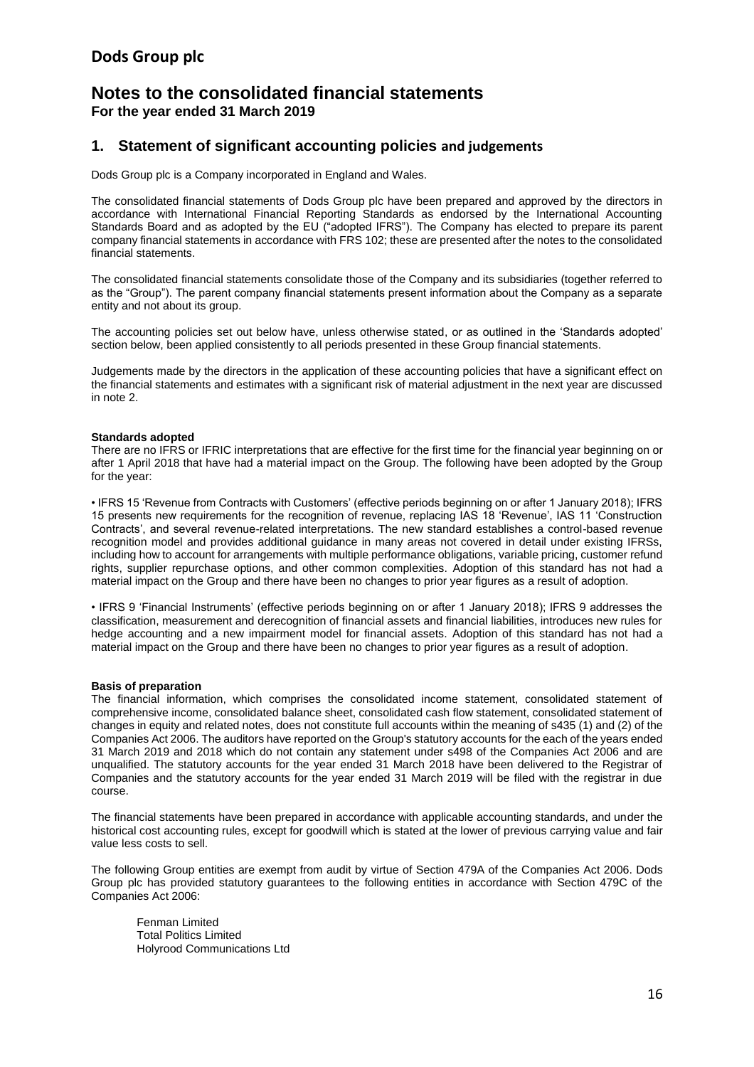# Dods Group plc

## Notes to the consolidated financial statements

**For the year ended 31 March 2019**

## 1. Statement of significant accounting policies and judgements

Dods Group plc is a Company incorporated in England and Wales.

The consolidated financial statements of Dods Group plc have been prepared and approved by the directors in accordance with International Financial Reporting Standards as endorsed by the International Accounting Standards Board and as adopted by the EU ("adopted IFRS"). The Company has elected to prepare its parent company financial statements in accordance with FRS 102; these are presented after the notes to the consolidated financial statements.

The consolidated financial statements consolidate those of the Company and its subsidiaries (together referred to as the "Group"). The parent company financial statements present information about the Company as a separate entity and not about its group.

The accounting policies set out below have, unless otherwise stated, or as outlined in the 'Standards adopted' section below, been applied consistently to all periods presented in these Group financial statements.

Judgements made by the directors in the application of these accounting policies that have a significant effect on the financial statements and estimates with a significant risk of material adjustment in the next year are discussed in note 2.

**Standards adopted**

There are no IFRS or IFRIC interpretations that are effective for the first time for the financial year beginning on or after 1 April 2018 that have had a material impact on the Group. The following have been adopted by the Group for the year:

• IFRS 15 'Revenue from Contracts with Customers' (effective periods beginning on or after 1 January 2018); IFRS 15 presents new requirements for the recognition of revenue, replacing IAS 18 'Revenue', IAS 11 'Construction Contracts', and several revenue-related interpretations. The new standard establishes a control-based revenue recognition model and provides additional guidance in many areas not covered in detail under existing IFRSs, including how to account for arrangements with multiple performance obligations, variable pricing, customer refund rights, supplier repurchase options, and other common complexities. Adoption of this standard has not had a material impact on the Group and there have been no changes to prior year figures as a result of adoption.

• IFRS 9 'Financial Instruments' (effective periods beginning on or after 1 January 2018); IFRS 9 addresses the classification, measurement and derecognition of financial assets and financial liabilities, introduces new rules for hedge accounting and a new impairment model for financial assets. Adoption of this standard has not had a material impact on the Group and there have been no changes to prior year figures as a result of adoption.

**Basis of preparation**

The financial information, which comprises the consolidated income statement, consolidated statement of comprehensive income, consolidated balance sheet, consolidated cash flow statement, consolidated statement of changes in equity and related notes, does not constitute full accounts within the meaning of s435 (1) and (2) of the Companies Act 2006. The auditors have reported on the Group's statutory accounts for the each of the years ended 31 March 2019 and 2018 which do not contain any statement under s498 of the Companies Act 2006 and are unqualified. The statutory accounts for the year ended 31 March 2018 have been delivered to the Registrar of Companies and the statutory accounts for the year ended 31 March 2019 will be filed with the registrar in due course.

The financial statements have been prepared in accordance with applicable accounting standards, and under the historical cost accounting rules, except for goodwill which is stated at the lower of previous carrying value and fair value less costs to sell.

The following Group entities are exempt from audit by virtue of Section 479A of the Companies Act 2006. Dods Group plc has provided statutory guarantees to the following entities in accordance with Section 479C of the Companies Act 2006:

Fenman Limited
Total Politics Limited
Holyrood Communications Ltd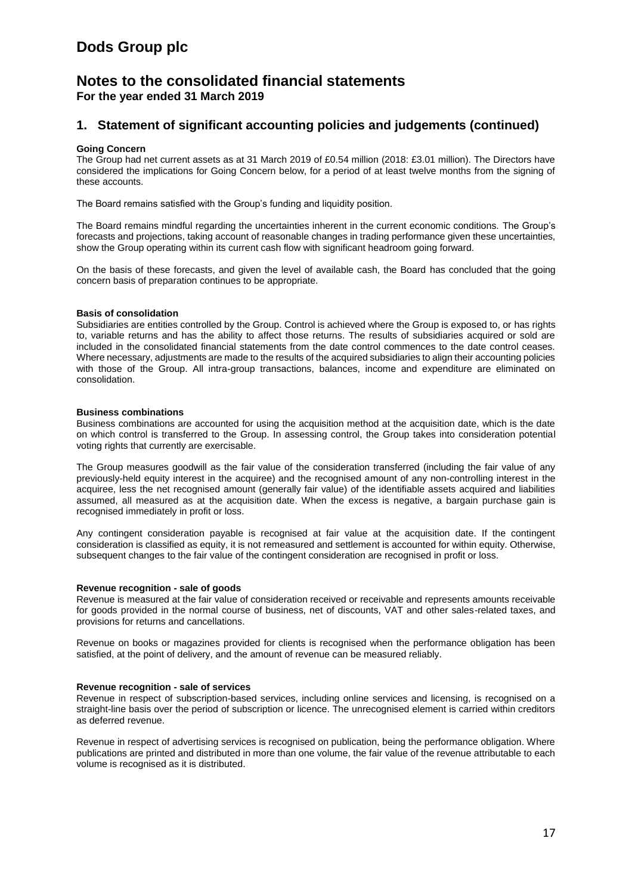# Dods Group plc

## Notes to the consolidated financial statements

**For the year ended 31 March 2019**

## 1. Statement of significant accounting policies and judgements (continued)

**Going Concern**

The Group had net current assets as at 31 March 2019 of £0.54 million (2018: £3.01 million). The Directors have considered the implications for Going Concern below, for a period of at least twelve months from the signing of these accounts.

The Board remains satisfied with the Group's funding and liquidity position.

The Board remains mindful regarding the uncertainties inherent in the current economic conditions. The Group's forecasts and projections, taking account of reasonable changes in trading performance given these uncertainties, show the Group operating within its current cash flow with significant headroom going forward.

On the basis of these forecasts, and given the level of available cash, the Board has concluded that the going concern basis of preparation continues to be appropriate.

**Basis of consolidation**

Subsidiaries are entities controlled by the Group. Control is achieved where the Group is exposed to, or has rights to, variable returns and has the ability to affect those returns. The results of subsidiaries acquired or sold are included in the consolidated financial statements from the date control commences to the date control ceases. Where necessary, adjustments are made to the results of the acquired subsidiaries to align their accounting policies with those of the Group. All intra-group transactions, balances, income and expenditure are eliminated on consolidation.

**Business combinations**

Business combinations are accounted for using the acquisition method at the acquisition date, which is the date on which control is transferred to the Group. In assessing control, the Group takes into consideration potential voting rights that currently are exercisable.

The Group measures goodwill as the fair value of the consideration transferred (including the fair value of any previously-held equity interest in the acquiree) and the recognised amount of any non-controlling interest in the acquiree, less the net recognised amount (generally fair value) of the identifiable assets acquired and liabilities assumed, all measured as at the acquisition date. When the excess is negative, a bargain purchase gain is recognised immediately in profit or loss.

Any contingent consideration payable is recognised at fair value at the acquisition date. If the contingent consideration is classified as equity, it is not remeasured and settlement is accounted for within equity. Otherwise, subsequent changes to the fair value of the contingent consideration are recognised in profit or loss.

**Revenue recognition - sale of goods**

Revenue is measured at the fair value of consideration received or receivable and represents amounts receivable for goods provided in the normal course of business, net of discounts, VAT and other sales-related taxes, and provisions for returns and cancellations.

Revenue on books or magazines provided for clients is recognised when the performance obligation has been satisfied, at the point of delivery, and the amount of revenue can be measured reliably.

**Revenue recognition - sale of services**

Revenue in respect of subscription-based services, including online services and licensing, is recognised on a straight-line basis over the period of subscription or licence. The unrecognised element is carried within creditors as deferred revenue.

Revenue in respect of advertising services is recognised on publication, being the performance obligation. Where publications are printed and distributed in more than one volume, the fair value of the revenue attributable to each volume is recognised as it is distributed.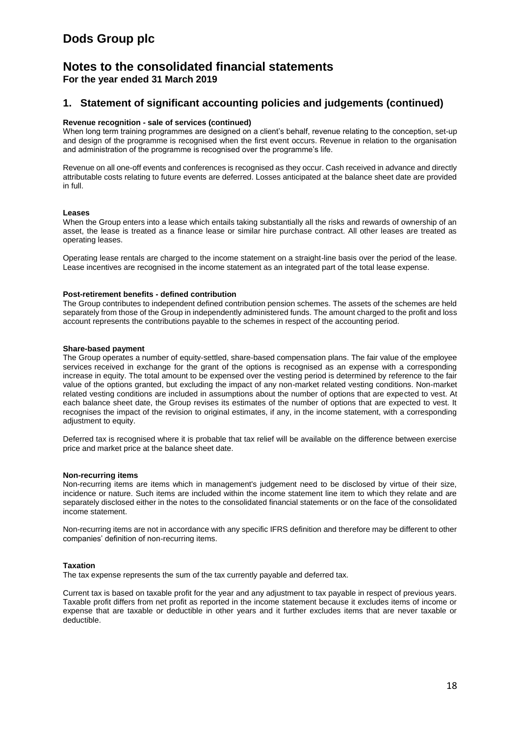# Dods Group plc

## Notes to the consolidated financial statements

**For the year ended 31 March 2019**

## 1. Statement of significant accounting policies and judgements (continued)

**Revenue recognition - sale of services (continued)**

When long term training programmes are designed on a client's behalf, revenue relating to the conception, set-up and design of the programme is recognised when the first event occurs. Revenue in relation to the organisation and administration of the programme is recognised over the programme's life.

Revenue on all one-off events and conferences is recognised as they occur. Cash received in advance and directly attributable costs relating to future events are deferred. Losses anticipated at the balance sheet date are provided in full.

**Leases**

When the Group enters into a lease which entails taking substantially all the risks and rewards of ownership of an asset, the lease is treated as a finance lease or similar hire purchase contract. All other leases are treated as operating leases.

Operating lease rentals are charged to the income statement on a straight-line basis over the period of the lease. Lease incentives are recognised in the income statement as an integrated part of the total lease expense.

**Post-retirement benefits - defined contribution**

The Group contributes to independent defined contribution pension schemes. The assets of the schemes are held separately from those of the Group in independently administered funds. The amount charged to the profit and loss account represents the contributions payable to the schemes in respect of the accounting period.

**Share-based payment**

The Group operates a number of equity-settled, share-based compensation plans. The fair value of the employee services received in exchange for the grant of the options is recognised as an expense with a corresponding increase in equity. The total amount to be expensed over the vesting period is determined by reference to the fair value of the options granted, but excluding the impact of any non-market related vesting conditions. Non-market related vesting conditions are included in assumptions about the number of options that are expected to vest. At each balance sheet date, the Group revises its estimates of the number of options that are expected to vest. It recognises the impact of the revision to original estimates, if any, in the income statement, with a corresponding adjustment to equity.

Deferred tax is recognised where it is probable that tax relief will be available on the difference between exercise price and market price at the balance sheet date.

**Non-recurring items**

Non-recurring items are items which in management's judgement need to be disclosed by virtue of their size, incidence or nature. Such items are included within the income statement line item to which they relate and are separately disclosed either in the notes to the consolidated financial statements or on the face of the consolidated income statement.

Non-recurring items are not in accordance with any specific IFRS definition and therefore may be different to other companies' definition of non-recurring items.

**Taxation**

The tax expense represents the sum of the tax currently payable and deferred tax.

Current tax is based on taxable profit for the year and any adjustment to tax payable in respect of previous years. Taxable profit differs from net profit as reported in the income statement because it excludes items of income or expense that are taxable or deductible in other years and it further excludes items that are never taxable or deductible.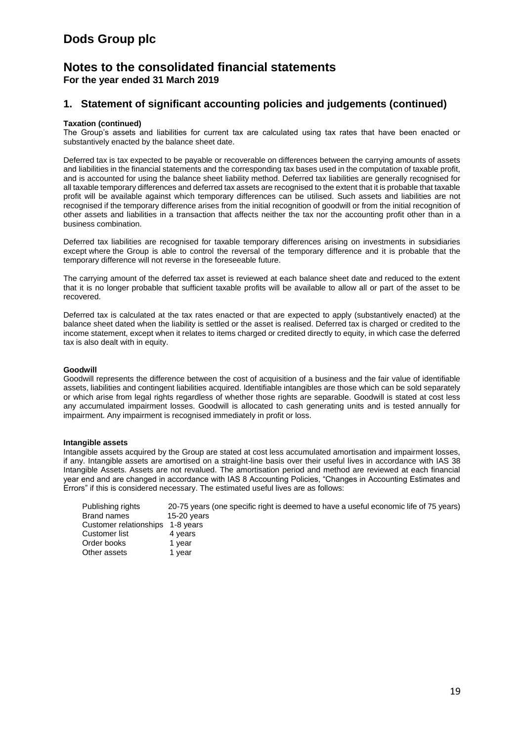# Dods Group plc

## Notes to the consolidated financial statements

**For the year ended 31 March 2019**

## 1. Statement of significant accounting policies and judgements (continued)

**Taxation (continued)**

The Group's assets and liabilities for current tax are calculated using tax rates that have been enacted or substantively enacted by the balance sheet date.

Deferred tax is tax expected to be payable or recoverable on differences between the carrying amounts of assets and liabilities in the financial statements and the corresponding tax bases used in the computation of taxable profit, and is accounted for using the balance sheet liability method. Deferred tax liabilities are generally recognised for all taxable temporary differences and deferred tax assets are recognised to the extent that it is probable that taxable profit will be available against which temporary differences can be utilised. Such assets and liabilities are not recognised if the temporary difference arises from the initial recognition of goodwill or from the initial recognition of other assets and liabilities in a transaction that affects neither the tax nor the accounting profit other than in a business combination.

Deferred tax liabilities are recognised for taxable temporary differences arising on investments in subsidiaries except where the Group is able to control the reversal of the temporary difference and it is probable that the temporary difference will not reverse in the foreseeable future.

The carrying amount of the deferred tax asset is reviewed at each balance sheet date and reduced to the extent that it is no longer probable that sufficient taxable profits will be available to allow all or part of the asset to be recovered.

Deferred tax is calculated at the tax rates enacted or that are expected to apply (substantively enacted) at the balance sheet dated when the liability is settled or the asset is realised. Deferred tax is charged or credited to the income statement, except when it relates to items charged or credited directly to equity, in which case the deferred tax is also dealt with in equity.

**Goodwill**

Goodwill represents the difference between the cost of acquisition of a business and the fair value of identifiable assets, liabilities and contingent liabilities acquired. Identifiable intangibles are those which can be sold separately or which arise from legal rights regardless of whether those rights are separable. Goodwill is stated at cost less any accumulated impairment losses. Goodwill is allocated to cash generating units and is tested annually for impairment. Any impairment is recognised immediately in profit or loss.

**Intangible assets**

Intangible assets acquired by the Group are stated at cost less accumulated amortisation and impairment losses, if any. Intangible assets are amortised on a straight-line basis over their useful lives in accordance with IAS 38 Intangible Assets. Assets are not revalued. The amortisation period and method are reviewed at each financial year end and are changed in accordance with IAS 8 Accounting Policies, "Changes in Accounting Estimates and Errors" if this is considered necessary. The estimated useful lives are as follows:

| | |
|---|---|
| Publishing rights | 20-75 years (one specific right is deemed to have a useful economic life of 75 years) |
| Brand names | 15-20 years |
| Customer relationships | 1-8 years |
| Customer list | 4 years |
| Order books | 1 year |
| Other assets | 1 year |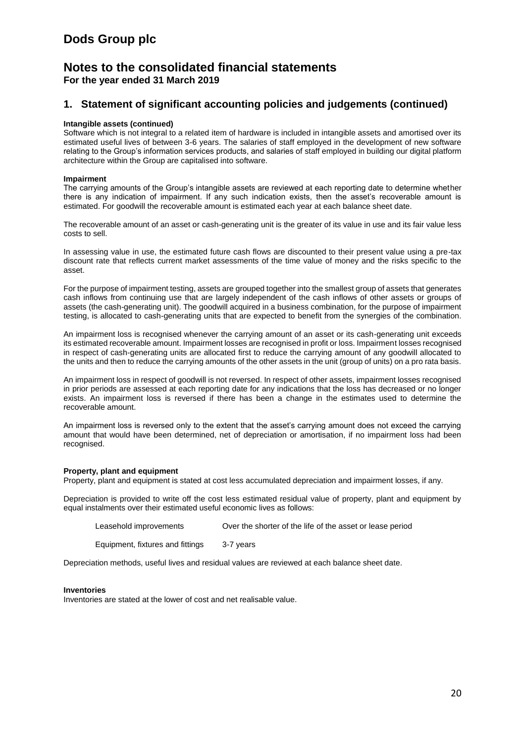# Dods Group plc

## Notes to the consolidated financial statements

**For the year ended 31 March 2019**

## 1. Statement of significant accounting policies and judgements (continued)

**Intangible assets (continued)**

Software which is not integral to a related item of hardware is included in intangible assets and amortised over its estimated useful lives of between 3-6 years. The salaries of staff employed in the development of new software relating to the Group's information services products, and salaries of staff employed in building our digital platform architecture within the Group are capitalised into software.

**Impairment**

The carrying amounts of the Group's intangible assets are reviewed at each reporting date to determine whether there is any indication of impairment. If any such indication exists, then the asset's recoverable amount is estimated. For goodwill the recoverable amount is estimated each year at each balance sheet date.

The recoverable amount of an asset or cash-generating unit is the greater of its value in use and its fair value less costs to sell.

In assessing value in use, the estimated future cash flows are discounted to their present value using a pre-tax discount rate that reflects current market assessments of the time value of money and the risks specific to the asset.

For the purpose of impairment testing, assets are grouped together into the smallest group of assets that generates cash inflows from continuing use that are largely independent of the cash inflows of other assets or groups of assets (the cash-generating unit). The goodwill acquired in a business combination, for the purpose of impairment testing, is allocated to cash-generating units that are expected to benefit from the synergies of the combination.

An impairment loss is recognised whenever the carrying amount of an asset or its cash-generating unit exceeds its estimated recoverable amount. Impairment losses are recognised in profit or loss. Impairment losses recognised in respect of cash-generating units are allocated first to reduce the carrying amount of any goodwill allocated to the units and then to reduce the carrying amounts of the other assets in the unit (group of units) on a pro rata basis.

An impairment loss in respect of goodwill is not reversed. In respect of other assets, impairment losses recognised in prior periods are assessed at each reporting date for any indications that the loss has decreased or no longer exists. An impairment loss is reversed if there has been a change in the estimates used to determine the recoverable amount.

An impairment loss is reversed only to the extent that the asset's carrying amount does not exceed the carrying amount that would have been determined, net of depreciation or amortisation, if no impairment loss had been recognised.

**Property, plant and equipment**

Property, plant and equipment is stated at cost less accumulated depreciation and impairment losses, if any.

Depreciation is provided to write off the cost less estimated residual value of property, plant and equipment by equal instalments over their estimated useful economic lives as follows:

| | |
|---|---|
| Leasehold improvements | Over the shorter of the life of the asset or lease period |
| Equipment, fixtures and fittings | 3-7 years |

Depreciation methods, useful lives and residual values are reviewed at each balance sheet date.

**Inventories**

Inventories are stated at the lower of cost and net realisable value.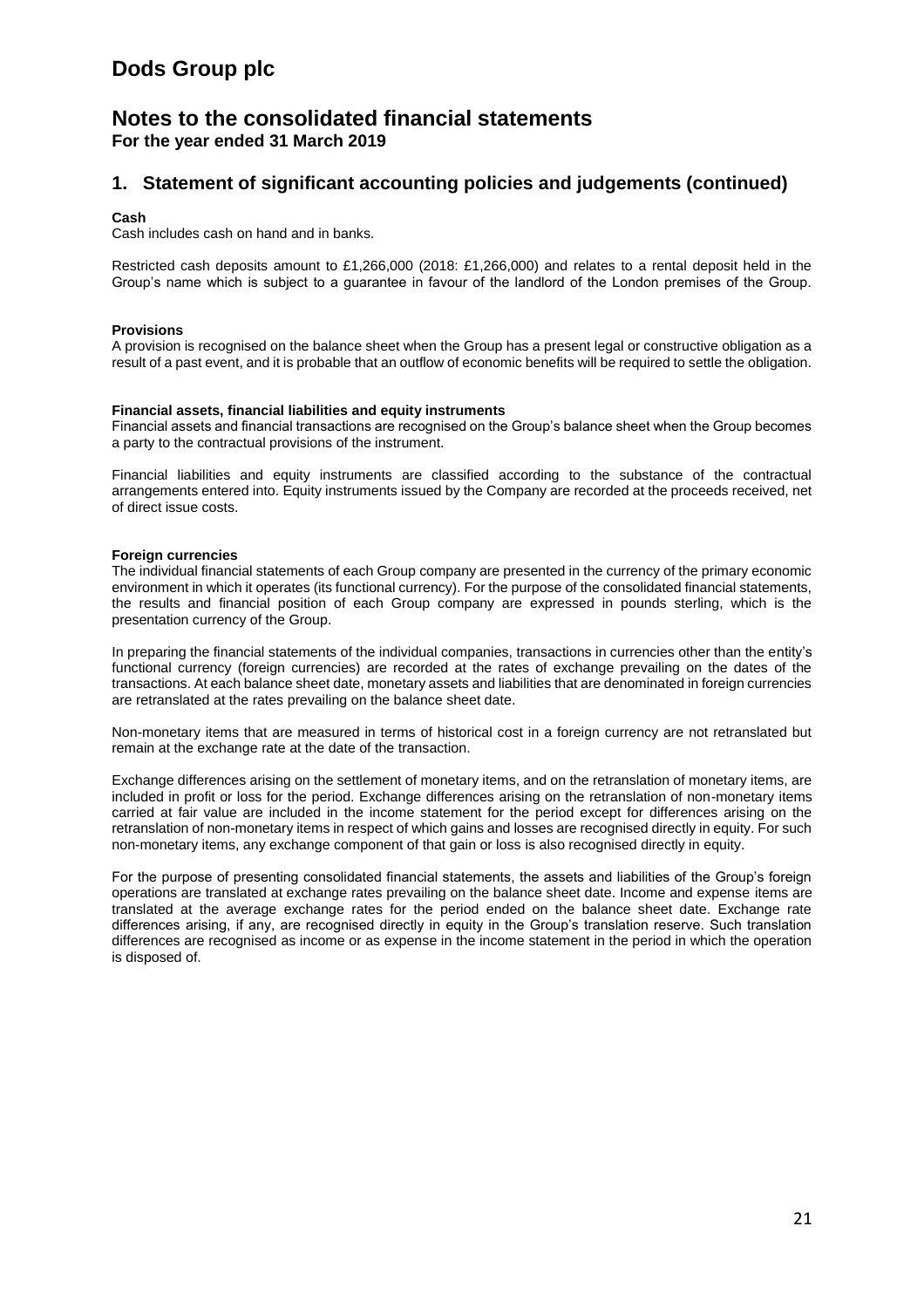# Dods Group plc

## Notes to the consolidated financial statements

**For the year ended 31 March 2019**

## 1. Statement of significant accounting policies and judgements (continued)

**Cash**

Cash includes cash on hand and in banks.

Restricted cash deposits amount to £1,266,000 (2018: £1,266,000) and relates to a rental deposit held in the Group's name which is subject to a guarantee in favour of the landlord of the London premises of the Group.

**Provisions**

A provision is recognised on the balance sheet when the Group has a present legal or constructive obligation as a result of a past event, and it is probable that an outflow of economic benefits will be required to settle the obligation.

**Financial assets, financial liabilities and equity instruments**

Financial assets and financial transactions are recognised on the Group's balance sheet when the Group becomes a party to the contractual provisions of the instrument.

Financial liabilities and equity instruments are classified according to the substance of the contractual arrangements entered into. Equity instruments issued by the Company are recorded at the proceeds received, net of direct issue costs.

**Foreign currencies**

The individual financial statements of each Group company are presented in the currency of the primary economic environment in which it operates (its functional currency). For the purpose of the consolidated financial statements, the results and financial position of each Group company are expressed in pounds sterling, which is the presentation currency of the Group.

In preparing the financial statements of the individual companies, transactions in currencies other than the entity's functional currency (foreign currencies) are recorded at the rates of exchange prevailing on the dates of the transactions. At each balance sheet date, monetary assets and liabilities that are denominated in foreign currencies are retranslated at the rates prevailing on the balance sheet date.

Non-monetary items that are measured in terms of historical cost in a foreign currency are not retranslated but remain at the exchange rate at the date of the transaction.

Exchange differences arising on the settlement of monetary items, and on the retranslation of monetary items, are included in profit or loss for the period. Exchange differences arising on the retranslation of non-monetary items carried at fair value are included in the income statement for the period except for differences arising on the retranslation of non-monetary items in respect of which gains and losses are recognised directly in equity. For such non-monetary items, any exchange component of that gain or loss is also recognised directly in equity.

For the purpose of presenting consolidated financial statements, the assets and liabilities of the Group's foreign operations are translated at exchange rates prevailing on the balance sheet date. Income and expense items are translated at the average exchange rates for the period ended on the balance sheet date. Exchange rate differences arising, if any, are recognised directly in equity in the Group's translation reserve. Such translation differences are recognised as income or as expense in the income statement in the period in which the operation is disposed of.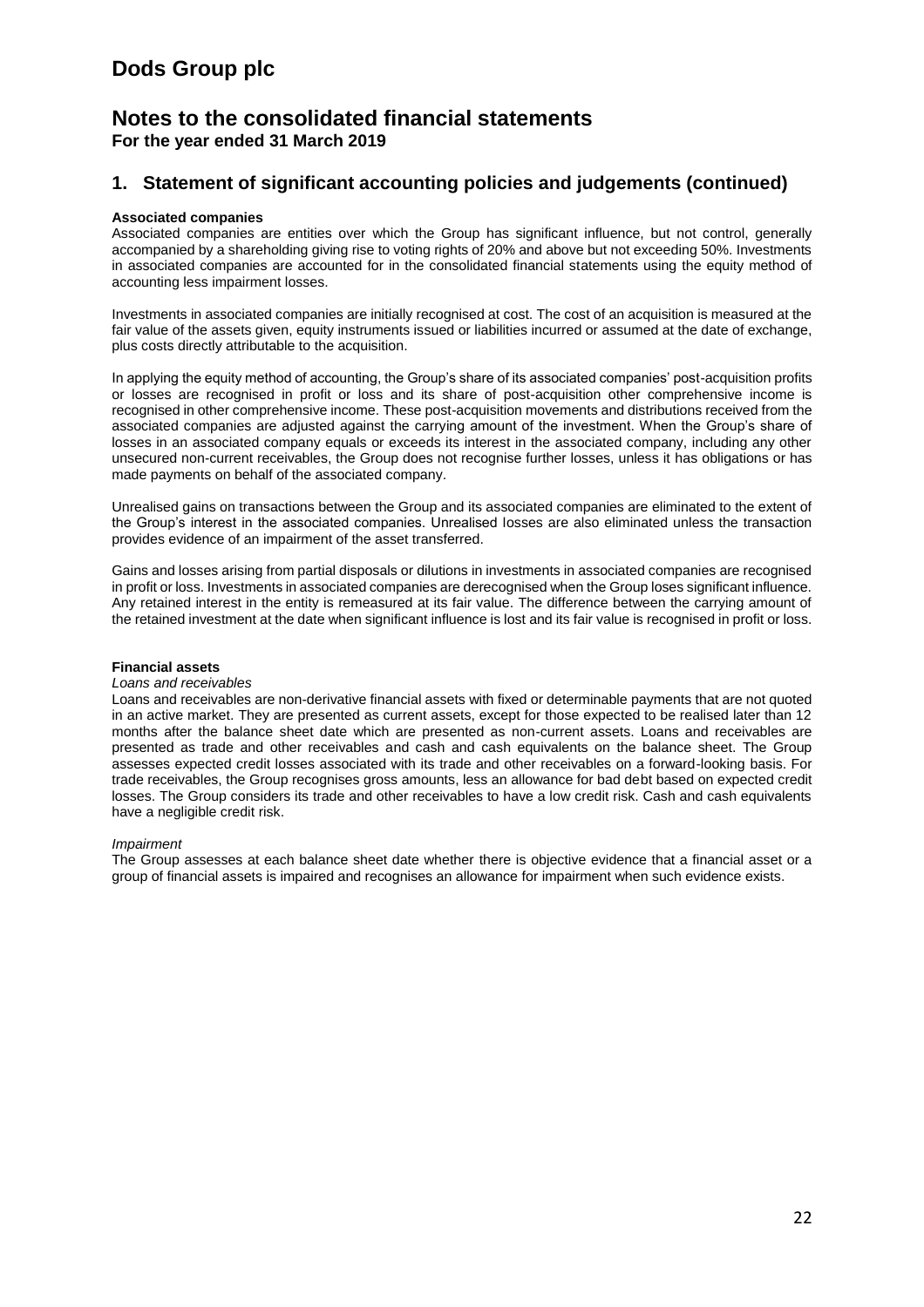# Dods Group plc

## Notes to the consolidated financial statements
**For the year ended 31 March 2019**

## 1. Statement of significant accounting policies and judgements (continued)

**Associated companies**
Associated companies are entities over which the Group has significant influence, but not control, generally accompanied by a shareholding giving rise to voting rights of 20% and above but not exceeding 50%. Investments in associated companies are accounted for in the consolidated financial statements using the equity method of accounting less impairment losses.

Investments in associated companies are initially recognised at cost. The cost of an acquisition is measured at the fair value of the assets given, equity instruments issued or liabilities incurred or assumed at the date of exchange, plus costs directly attributable to the acquisition.

In applying the equity method of accounting, the Group's share of its associated companies' post-acquisition profits or losses are recognised in profit or loss and its share of post-acquisition other comprehensive income is recognised in other comprehensive income. These post-acquisition movements and distributions received from the associated companies are adjusted against the carrying amount of the investment. When the Group's share of losses in an associated company equals or exceeds its interest in the associated company, including any other unsecured non-current receivables, the Group does not recognise further losses, unless it has obligations or has made payments on behalf of the associated company.

Unrealised gains on transactions between the Group and its associated companies are eliminated to the extent of the Group's interest in the associated companies. Unrealised losses are also eliminated unless the transaction provides evidence of an impairment of the asset transferred.

Gains and losses arising from partial disposals or dilutions in investments in associated companies are recognised in profit or loss. Investments in associated companies are derecognised when the Group loses significant influence. Any retained interest in the entity is remeasured at its fair value. The difference between the carrying amount of the retained investment at the date when significant influence is lost and its fair value is recognised in profit or loss.

**Financial assets**
*Loans and receivables*
Loans and receivables are non-derivative financial assets with fixed or determinable payments that are not quoted in an active market. They are presented as current assets, except for those expected to be realised later than 12 months after the balance sheet date which are presented as non-current assets. Loans and receivables are presented as trade and other receivables and cash and cash equivalents on the balance sheet. The Group assesses expected credit losses associated with its trade and other receivables on a forward-looking basis. For trade receivables, the Group recognises gross amounts, less an allowance for bad debt based on expected credit losses. The Group considers its trade and other receivables to have a low credit risk. Cash and cash equivalents have a negligible credit risk.

*Impairment*
The Group assesses at each balance sheet date whether there is objective evidence that a financial asset or a group of financial assets is impaired and recognises an allowance for impairment when such evidence exists.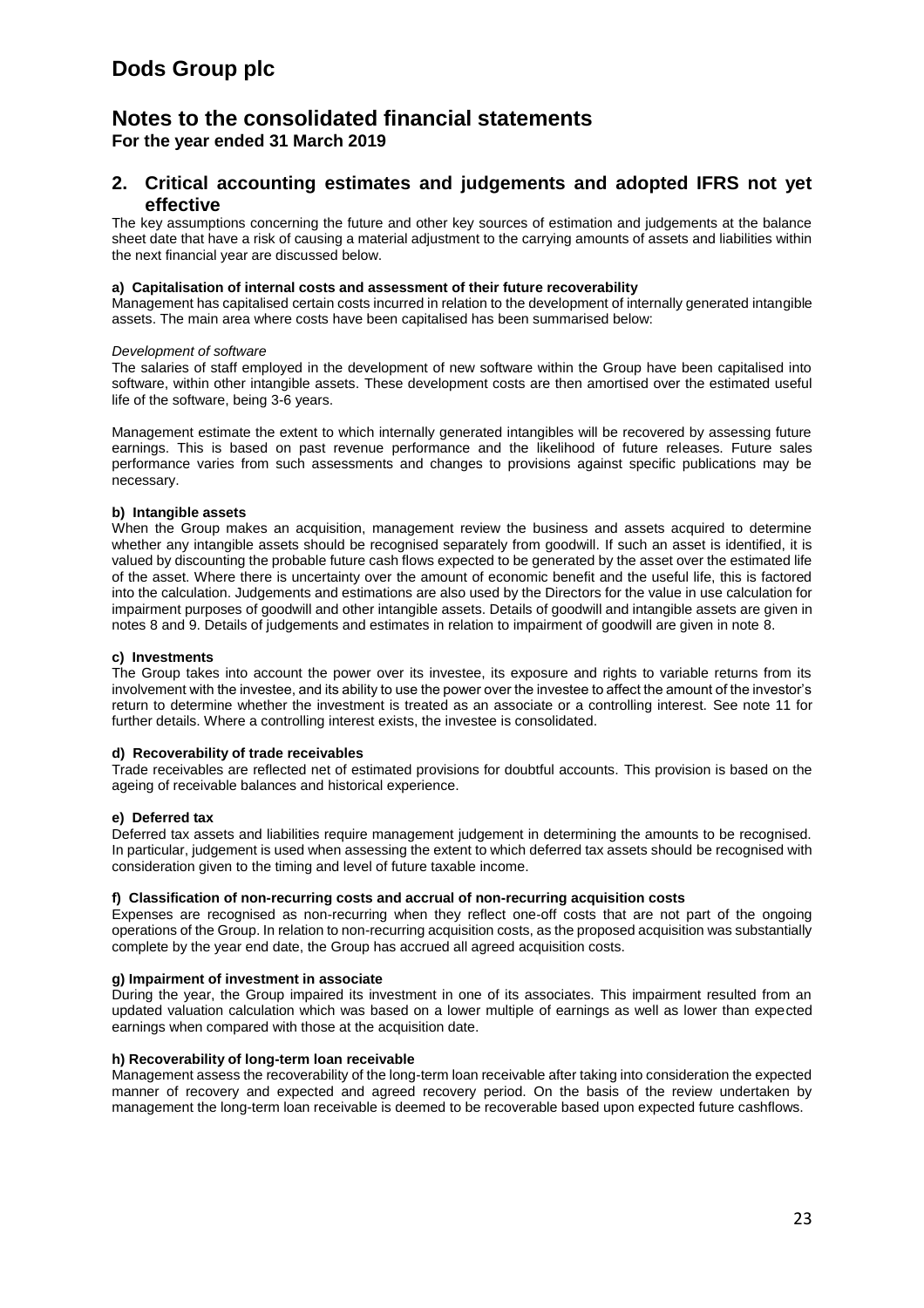# Dods Group plc

## Notes to the consolidated financial statements

**For the year ended 31 March 2019**

## 2. Critical accounting estimates and judgements and adopted IFRS not yet effective

The key assumptions concerning the future and other key sources of estimation and judgements at the balance sheet date that have a risk of causing a material adjustment to the carrying amounts of assets and liabilities within the next financial year are discussed below.

**a) Capitalisation of internal costs and assessment of their future recoverability**

Management has capitalised certain costs incurred in relation to the development of internally generated intangible assets. The main area where costs have been capitalised has been summarised below:

*Development of software*

The salaries of staff employed in the development of new software within the Group have been capitalised into software, within other intangible assets. These development costs are then amortised over the estimated useful life of the software, being 3-6 years.

Management estimate the extent to which internally generated intangibles will be recovered by assessing future earnings. This is based on past revenue performance and the likelihood of future releases. Future sales performance varies from such assessments and changes to provisions against specific publications may be necessary.

**b) Intangible assets**

When the Group makes an acquisition, management review the business and assets acquired to determine whether any intangible assets should be recognised separately from goodwill. If such an asset is identified, it is valued by discounting the probable future cash flows expected to be generated by the asset over the estimated life of the asset. Where there is uncertainty over the amount of economic benefit and the useful life, this is factored into the calculation. Judgements and estimations are also used by the Directors for the value in use calculation for impairment purposes of goodwill and other intangible assets. Details of goodwill and intangible assets are given in notes 8 and 9. Details of judgements and estimates in relation to impairment of goodwill are given in note 8.

**c) Investments**

The Group takes into account the power over its investee, its exposure and rights to variable returns from its involvement with the investee, and its ability to use the power over the investee to affect the amount of the investor's return to determine whether the investment is treated as an associate or a controlling interest. See note 11 for further details. Where a controlling interest exists, the investee is consolidated.

**d) Recoverability of trade receivables**

Trade receivables are reflected net of estimated provisions for doubtful accounts. This provision is based on the ageing of receivable balances and historical experience.

**e) Deferred tax**

Deferred tax assets and liabilities require management judgement in determining the amounts to be recognised. In particular, judgement is used when assessing the extent to which deferred tax assets should be recognised with consideration given to the timing and level of future taxable income.

**f) Classification of non-recurring costs and accrual of non-recurring acquisition costs**

Expenses are recognised as non-recurring when they reflect one-off costs that are not part of the ongoing operations of the Group. In relation to non-recurring acquisition costs, as the proposed acquisition was substantially complete by the year end date, the Group has accrued all agreed acquisition costs.

**g) Impairment of investment in associate**

During the year, the Group impaired its investment in one of its associates. This impairment resulted from an updated valuation calculation which was based on a lower multiple of earnings as well as lower than expected earnings when compared with those at the acquisition date.

**h) Recoverability of long-term loan receivable**

Management assess the recoverability of the long-term loan receivable after taking into consideration the expected manner of recovery and expected and agreed recovery period. On the basis of the review undertaken by management the long-term loan receivable is deemed to be recoverable based upon expected future cashflows.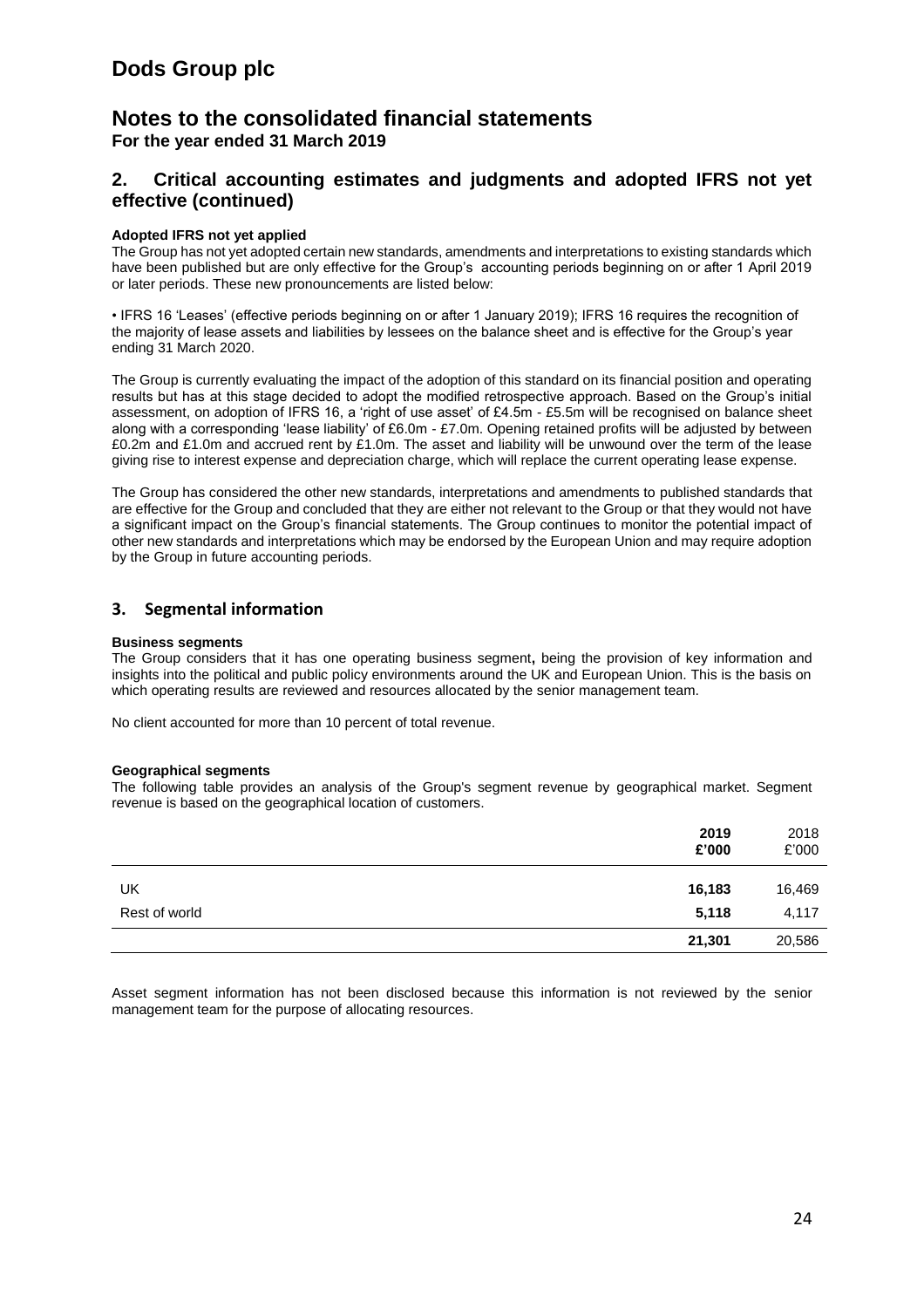# Dods Group plc

## Notes to the consolidated financial statements

**For the year ended 31 March 2019**

## 2. Critical accounting estimates and judgments and adopted IFRS not yet effective (continued)

**Adopted IFRS not yet applied**

The Group has not yet adopted certain new standards, amendments and interpretations to existing standards which have been published but are only effective for the Group's accounting periods beginning on or after 1 April 2019 or later periods. These new pronouncements are listed below:

• IFRS 16 'Leases' (effective periods beginning on or after 1 January 2019); IFRS 16 requires the recognition of the majority of lease assets and liabilities by lessees on the balance sheet and is effective for the Group's year ending 31 March 2020.

The Group is currently evaluating the impact of the adoption of this standard on its financial position and operating results but has at this stage decided to adopt the modified retrospective approach. Based on the Group's initial assessment, on adoption of IFRS 16, a 'right of use asset' of £4.5m - £5.5m will be recognised on balance sheet along with a corresponding 'lease liability' of £6.0m - £7.0m. Opening retained profits will be adjusted by between £0.2m and £1.0m and accrued rent by £1.0m. The asset and liability will be unwound over the term of the lease giving rise to interest expense and depreciation charge, which will replace the current operating lease expense.

The Group has considered the other new standards, interpretations and amendments to published standards that are effective for the Group and concluded that they are either not relevant to the Group or that they would not have a significant impact on the Group's financial statements. The Group continues to monitor the potential impact of other new standards and interpretations which may be endorsed by the European Union and may require adoption by the Group in future accounting periods.

## 3. Segmental information

**Business segments**

The Group considers that it has one operating business segment**,** being the provision of key information and insights into the political and public policy environments around the UK and European Union. This is the basis on which operating results are reviewed and resources allocated by the senior management team.

No client accounted for more than 10 percent of total revenue.

**Geographical segments**

The following table provides an analysis of the Group's segment revenue by geographical market. Segment revenue is based on the geographical location of customers.

| | **2019** | 2018 |
|---|---|---|
| | **£'000** | £'000 |
| UK | **16,183** | 16,469 |
| Rest of world | **5,118** | 4,117 |
| | **21,301** | 20,586 |

Asset segment information has not been disclosed because this information is not reviewed by the senior management team for the purpose of allocating resources.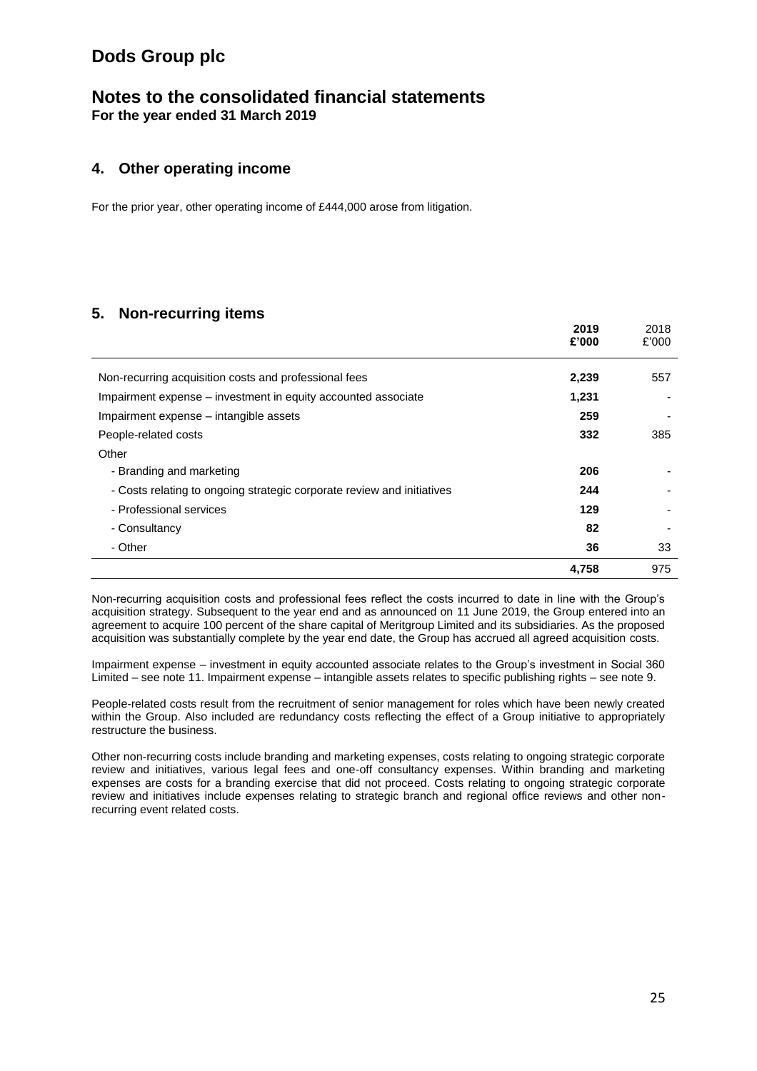# Dods Group plc

## Notes to the consolidated financial statements

**For the year ended 31 March 2019**

### 4. Other operating income

For the prior year, other operating income of £444,000 arose from litigation.

### 5. Non-recurring items

| | **2019**<br>**£'000** | 2018<br>£'000 |
|---|---|---|
| Non-recurring acquisition costs and professional fees | **2,239** | 557 |
| Impairment expense – investment in equity accounted associate | **1,231** | - |
| Impairment expense – intangible assets | **259** | - |
| People-related costs | **332** | 385 |
| Other | | |
| - Branding and marketing | **206** | - |
| - Costs relating to ongoing strategic corporate review and initiatives | **244** | - |
| - Professional services | **129** | - |
| - Consultancy | **82** | - |
| - Other | **36** | 33 |
| | **4,758** | 975 |

Non-recurring acquisition costs and professional fees reflect the costs incurred to date in line with the Group's acquisition strategy. Subsequent to the year end and as announced on 11 June 2019, the Group entered into an agreement to acquire 100 percent of the share capital of Meritgroup Limited and its subsidiaries. As the proposed acquisition was substantially complete by the year end date, the Group has accrued all agreed acquisition costs.

Impairment expense – investment in equity accounted associate relates to the Group's investment in Social 360 Limited – see note 11. Impairment expense – intangible assets relates to specific publishing rights – see note 9.

People-related costs result from the recruitment of senior management for roles which have been newly created within the Group. Also included are redundancy costs reflecting the effect of a Group initiative to appropriately restructure the business.

Other non-recurring costs include branding and marketing expenses, costs relating to ongoing strategic corporate review and initiatives, various legal fees and one-off consultancy expenses. Within branding and marketing expenses are costs for a branding exercise that did not proceed. Costs relating to ongoing strategic corporate review and initiatives include expenses relating to strategic branch and regional office reviews and other non-recurring event related costs.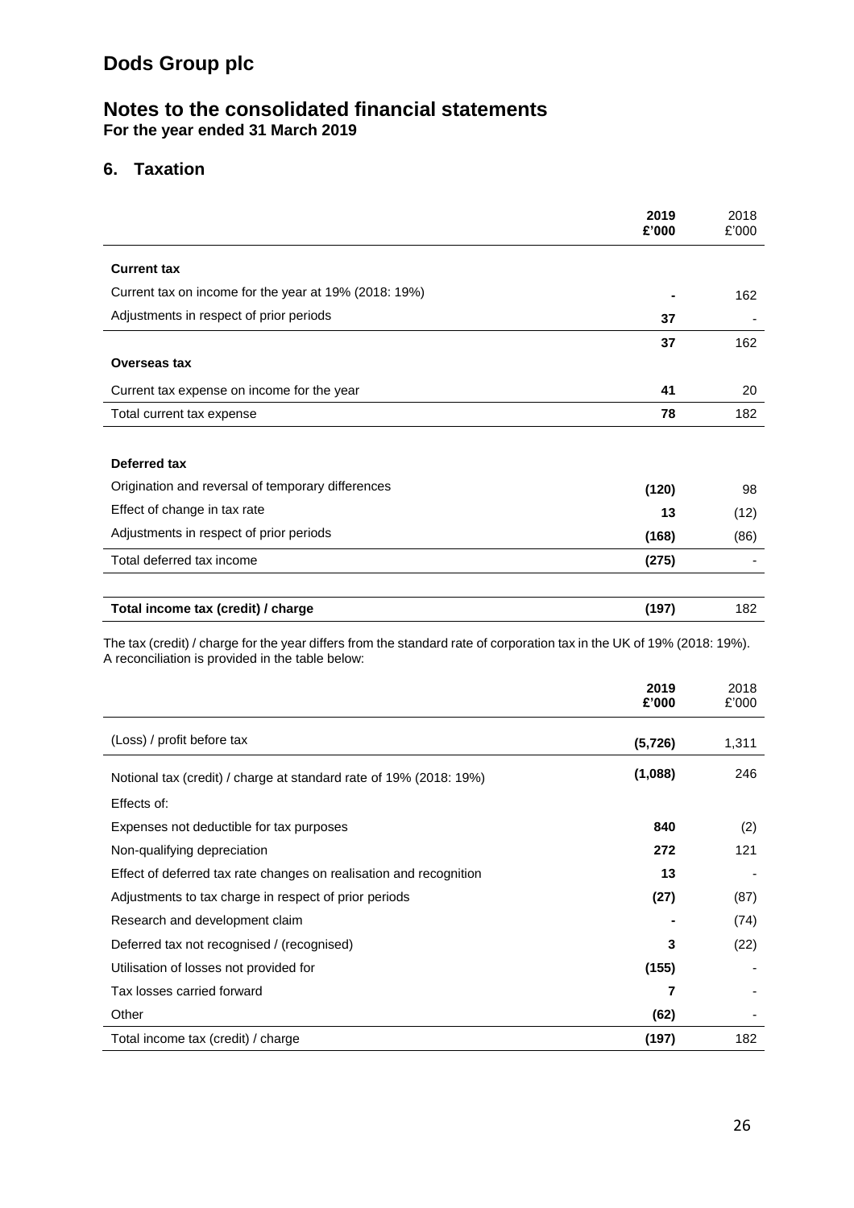# Dods Group plc

## Notes to the consolidated financial statements
**For the year ended 31 March 2019**

### 6. Taxation

| | **2019 £'000** | 2018 £'000 |
|---|---|---|
| **Current tax** | | |
| Current tax on income for the year at 19% (2018: 19%) | **-** | 162 |
| Adjustments in respect of prior periods | **37** | - |
| | **37** | 162 |
| **Overseas tax** | | |
| Current tax expense on income for the year | **41** | 20 |
| Total current tax expense | **78** | 182 |
| | | |
| **Deferred tax** | | |
| Origination and reversal of temporary differences | **(120)** | 98 |
| Effect of change in tax rate | **13** | (12) |
| Adjustments in respect of prior periods | **(168)** | (86) |
| Total deferred tax income | **(275)** | - |
| | | |
| **Total income tax (credit) / charge** | **(197)** | 182 |

The tax (credit) / charge for the year differs from the standard rate of corporation tax in the UK of 19% (2018: 19%). A reconciliation is provided in the table below:

| | **2019 £'000** | 2018 £'000 |
|---|---|---|
| (Loss) / profit before tax | **(5,726)** | 1,311 |
| Notional tax (credit) / charge at standard rate of 19% (2018: 19%) | **(1,088)** | 246 |
| Effects of: | | |
| Expenses not deductible for tax purposes | **840** | (2) |
| Non-qualifying depreciation | **272** | 121 |
| Effect of deferred tax rate changes on realisation and recognition | **13** | - |
| Adjustments to tax charge in respect of prior periods | **(27)** | (87) |
| Research and development claim | **-** | (74) |
| Deferred tax not recognised / (recognised) | **3** | (22) |
| Utilisation of losses not provided for | **(155)** | - |
| Tax losses carried forward | **7** | - |
| Other | **(62)** | - |
| Total income tax (credit) / charge | **(197)** | 182 |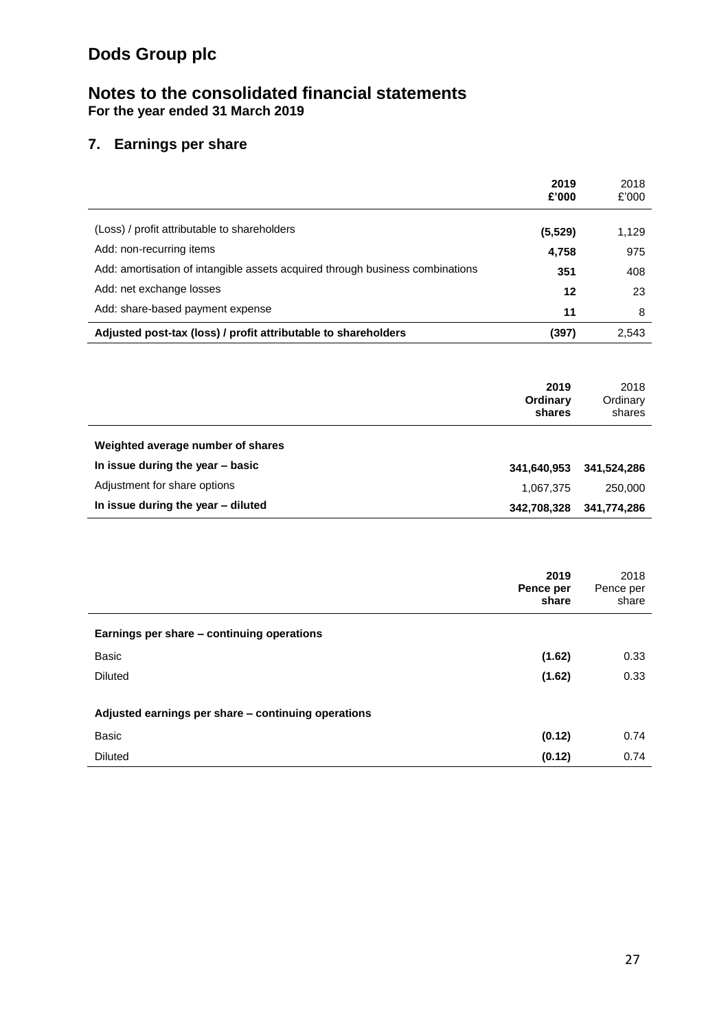# Dods Group plc

## Notes to the consolidated financial statements

**For the year ended 31 March 2019**

### 7. Earnings per share

| | **2019 £'000** | 2018 £'000 |
|---|---|---|
| (Loss) / profit attributable to shareholders | **(5,529)** | 1,129 |
| Add: non-recurring items | **4,758** | 975 |
| Add: amortisation of intangible assets acquired through business combinations | **351** | 408 |
| Add: net exchange losses | **12** | 23 |
| Add: share-based payment expense | **11** | 8 |
| **Adjusted post-tax (loss) / profit attributable to shareholders** | **(397)** | 2,543 |

| | **2019 Ordinary shares** | 2018 Ordinary shares |
|---|---|---|
| **Weighted average number of shares** | | |
| **In issue during the year – basic** | **341,640,953** | **341,524,286** |
| Adjustment for share options | 1,067,375 | 250,000 |
| **In issue during the year – diluted** | **342,708,328** | **341,774,286** |

| | **2019 Pence per share** | 2018 Pence per share |
|---|---|---|
| **Earnings per share – continuing operations** | | |
| Basic | **(1.62)** | 0.33 |
| Diluted | **(1.62)** | 0.33 |
| **Adjusted earnings per share – continuing operations** | | |
| Basic | **(0.12)** | 0.74 |
| Diluted | **(0.12)** | 0.74 |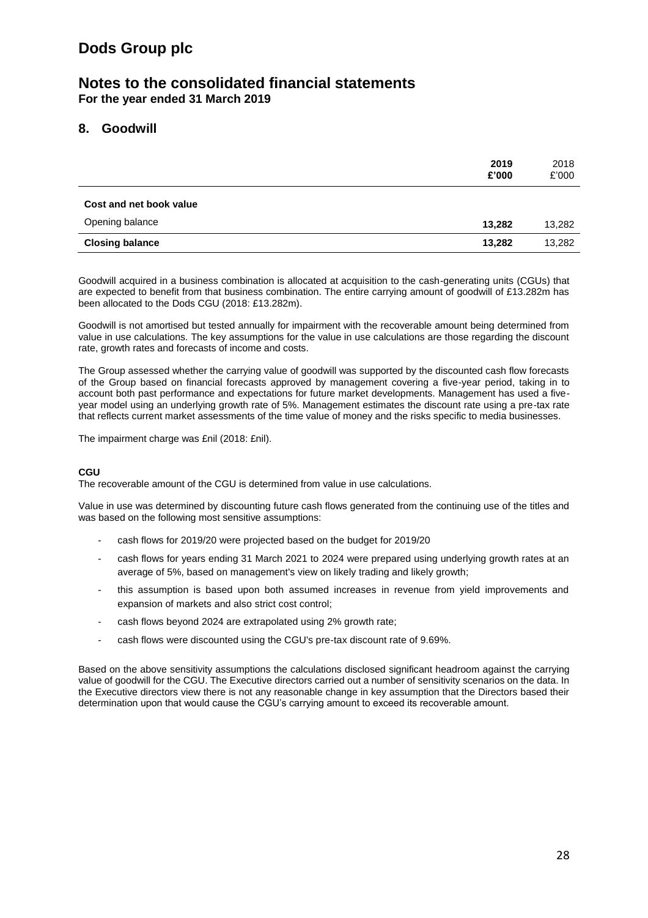# Dods Group plc

## Notes to the consolidated financial statements

**For the year ended 31 March 2019**

## 8. Goodwill

| | **2019 £'000** | 2018 £'000 |
|---|---|---|
| **Cost and net book value** | | |
| Opening balance | **13,282** | 13,282 |
| **Closing balance** | **13,282** | 13,282 |

Goodwill acquired in a business combination is allocated at acquisition to the cash-generating units (CGUs) that are expected to benefit from that business combination. The entire carrying amount of goodwill of £13.282m has been allocated to the Dods CGU (2018: £13.282m).

Goodwill is not amortised but tested annually for impairment with the recoverable amount being determined from value in use calculations. The key assumptions for the value in use calculations are those regarding the discount rate, growth rates and forecasts of income and costs.

The Group assessed whether the carrying value of goodwill was supported by the discounted cash flow forecasts of the Group based on financial forecasts approved by management covering a five-year period, taking in to account both past performance and expectations for future market developments. Management has used a five-year model using an underlying growth rate of 5%. Management estimates the discount rate using a pre-tax rate that reflects current market assessments of the time value of money and the risks specific to media businesses.

The impairment charge was £nil (2018: £nil).

**CGU**

The recoverable amount of the CGU is determined from value in use calculations.

Value in use was determined by discounting future cash flows generated from the continuing use of the titles and was based on the following most sensitive assumptions:

- cash flows for 2019/20 were projected based on the budget for 2019/20
- cash flows for years ending 31 March 2021 to 2024 were prepared using underlying growth rates at an average of 5%, based on management's view on likely trading and likely growth;
- this assumption is based upon both assumed increases in revenue from yield improvements and expansion of markets and also strict cost control;
- cash flows beyond 2024 are extrapolated using 2% growth rate;
- cash flows were discounted using the CGU's pre-tax discount rate of 9.69%.

Based on the above sensitivity assumptions the calculations disclosed significant headroom against the carrying value of goodwill for the CGU. The Executive directors carried out a number of sensitivity scenarios on the data. In the Executive directors view there is not any reasonable change in key assumption that the Directors based their determination upon that would cause the CGU's carrying amount to exceed its recoverable amount.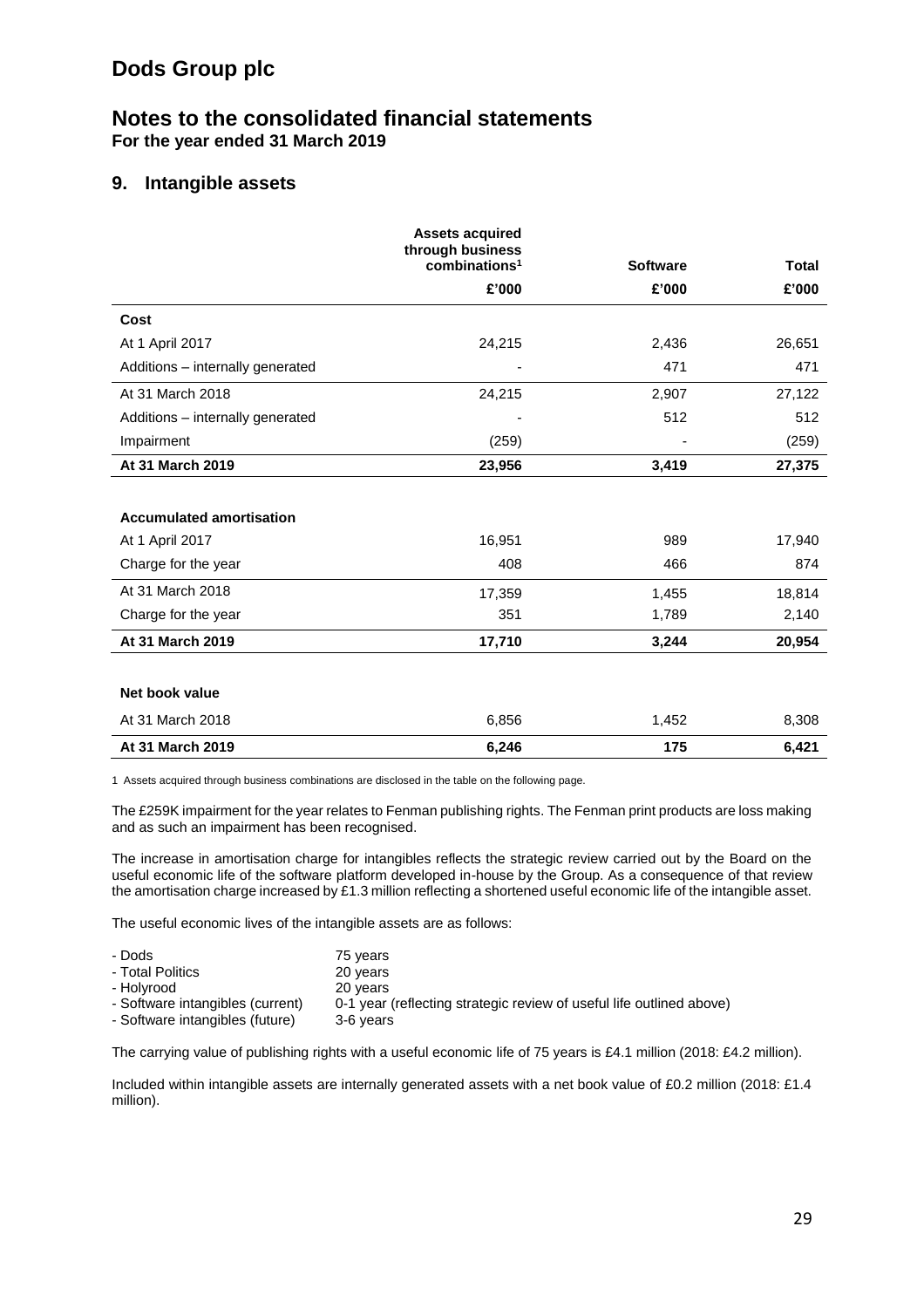# Dods Group plc

## Notes to the consolidated financial statements

**For the year ended 31 March 2019**

### 9. Intangible assets

| | Assets acquired through business combinations[1] | Software | Total |
|---|---|---|---|
| | £'000 | £'000 | £'000 |
| **Cost** | | | |
| At 1 April 2017 | 24,215 | 2,436 | 26,651 |
| Additions – internally generated | - | 471 | 471 |
| At 31 March 2018 | 24,215 | 2,907 | 27,122 |
| Additions – internally generated | - | 512 | 512 |
| Impairment | (259) | - | (259) |
| **At 31 March 2019** | **23,956** | **3,419** | **27,375** |
| | | | |
| **Accumulated amortisation** | | | |
| At 1 April 2017 | 16,951 | 989 | 17,940 |
| Charge for the year | 408 | 466 | 874 |
| At 31 March 2018 | 17,359 | 1,455 | 18,814 |
| Charge for the year | 351 | 1,789 | 2,140 |
| **At 31 March 2019** | **17,710** | **3,244** | **20,954** |
| | | | |
| **Net book value** | | | |
| At 31 March 2018 | 6,856 | 1,452 | 8,308 |
| **At 31 March 2019** | **6,246** | **175** | **6,421** |

1 Assets acquired through business combinations are disclosed in the table on the following page.

The £259K impairment for the year relates to Fenman publishing rights. The Fenman print products are loss making and as such an impairment has been recognised.

The increase in amortisation charge for intangibles reflects the strategic review carried out by the Board on the useful economic life of the software platform developed in-house by the Group. As a consequence of that review the amortisation charge increased by £1.3 million reflecting a shortened useful economic life of the intangible asset.

The useful economic lives of the intangible assets are as follows:

- Dods — 75 years
- Total Politics — 20 years
- Holyrood — 20 years
- Software intangibles (current) — 0-1 year (reflecting strategic review of useful life outlined above)
- Software intangibles (future) — 3-6 years

The carrying value of publishing rights with a useful economic life of 75 years is £4.1 million (2018: £4.2 million).

Included within intangible assets are internally generated assets with a net book value of £0.2 million (2018: £1.4 million).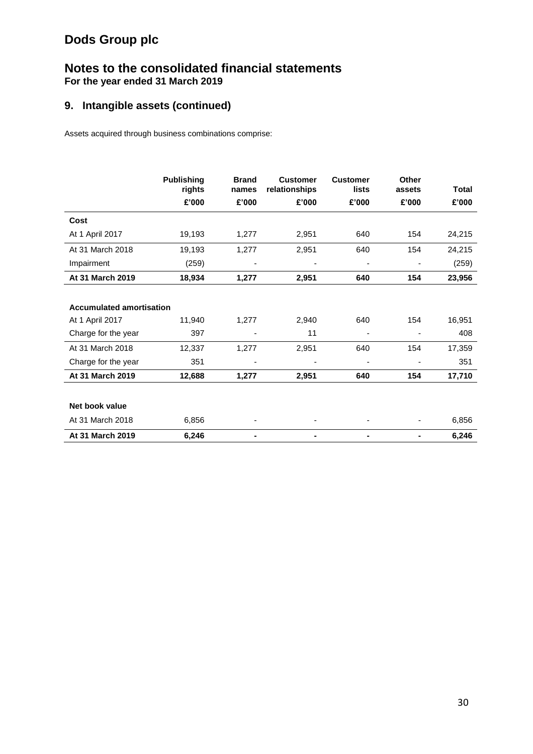# Dods Group plc

## Notes to the consolidated financial statements

**For the year ended 31 March 2019**

### 9. Intangible assets (continued)

Assets acquired through business combinations comprise:

| | Publishing rights | Brand names | Customer relationships | Customer lists | Other assets | Total |
|---|---|---|---|---|---|---|
| | £'000 | £'000 | £'000 | £'000 | £'000 | £'000 |
| **Cost** | | | | | | |
| At 1 April 2017 | 19,193 | 1,277 | 2,951 | 640 | 154 | 24,215 |
| At 31 March 2018 | 19,193 | 1,277 | 2,951 | 640 | 154 | 24,215 |
| Impairment | (259) | - | - | - | - | (259) |
| **At 31 March 2019** | **18,934** | **1,277** | **2,951** | **640** | **154** | **23,956** |
| | | | | | | |
| **Accumulated amortisation** | | | | | | |
| At 1 April 2017 | 11,940 | 1,277 | 2,940 | 640 | 154 | 16,951 |
| Charge for the year | 397 | - | 11 | - | - | 408 |
| At 31 March 2018 | 12,337 | 1,277 | 2,951 | 640 | 154 | 17,359 |
| Charge for the year | 351 | - | - | - | - | 351 |
| **At 31 March 2019** | **12,688** | **1,277** | **2,951** | **640** | **154** | **17,710** |
| | | | | | | |
| **Net book value** | | | | | | |
| At 31 March 2018 | 6,856 | - | - | - | - | 6,856 |
| **At 31 March 2019** | **6,246** | **-** | **-** | **-** | **-** | **6,246** |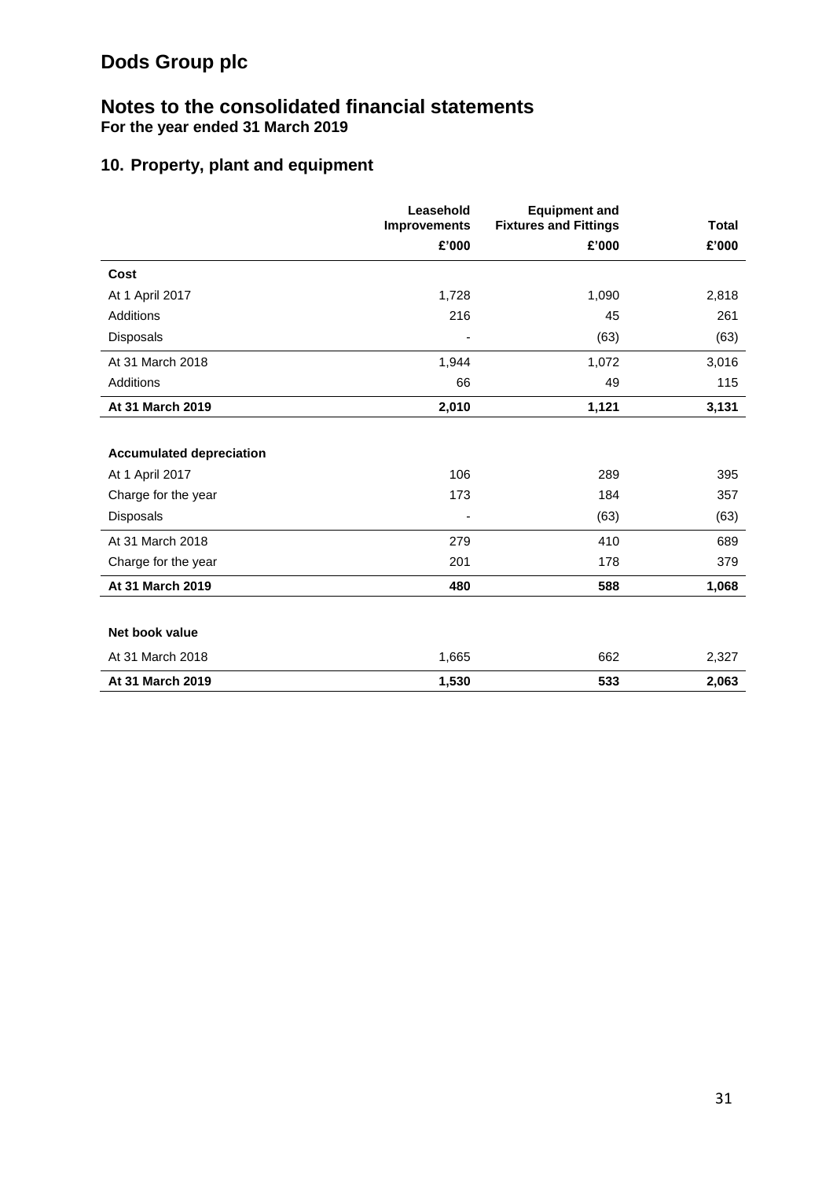# Dods Group plc

## Notes to the consolidated financial statements

**For the year ended 31 March 2019**

### 10. Property, plant and equipment

| | Leasehold Improvements | Equipment and Fixtures and Fittings | Total |
|---|---|---|---|
| | £'000 | £'000 | £'000 |
| **Cost** | | | |
| At 1 April 2017 | 1,728 | 1,090 | 2,818 |
| Additions | 216 | 45 | 261 |
| Disposals | - | (63) | (63) |
| At 31 March 2018 | 1,944 | 1,072 | 3,016 |
| Additions | 66 | 49 | 115 |
| **At 31 March 2019** | **2,010** | **1,121** | **3,131** |
| | | | |
| **Accumulated depreciation** | | | |
| At 1 April 2017 | 106 | 289 | 395 |
| Charge for the year | 173 | 184 | 357 |
| Disposals | - | (63) | (63) |
| At 31 March 2018 | 279 | 410 | 689 |
| Charge for the year | 201 | 178 | 379 |
| **At 31 March 2019** | **480** | **588** | **1,068** |
| | | | |
| **Net book value** | | | |
| At 31 March 2018 | 1,665 | 662 | 2,327 |
| **At 31 March 2019** | **1,530** | **533** | **2,063** |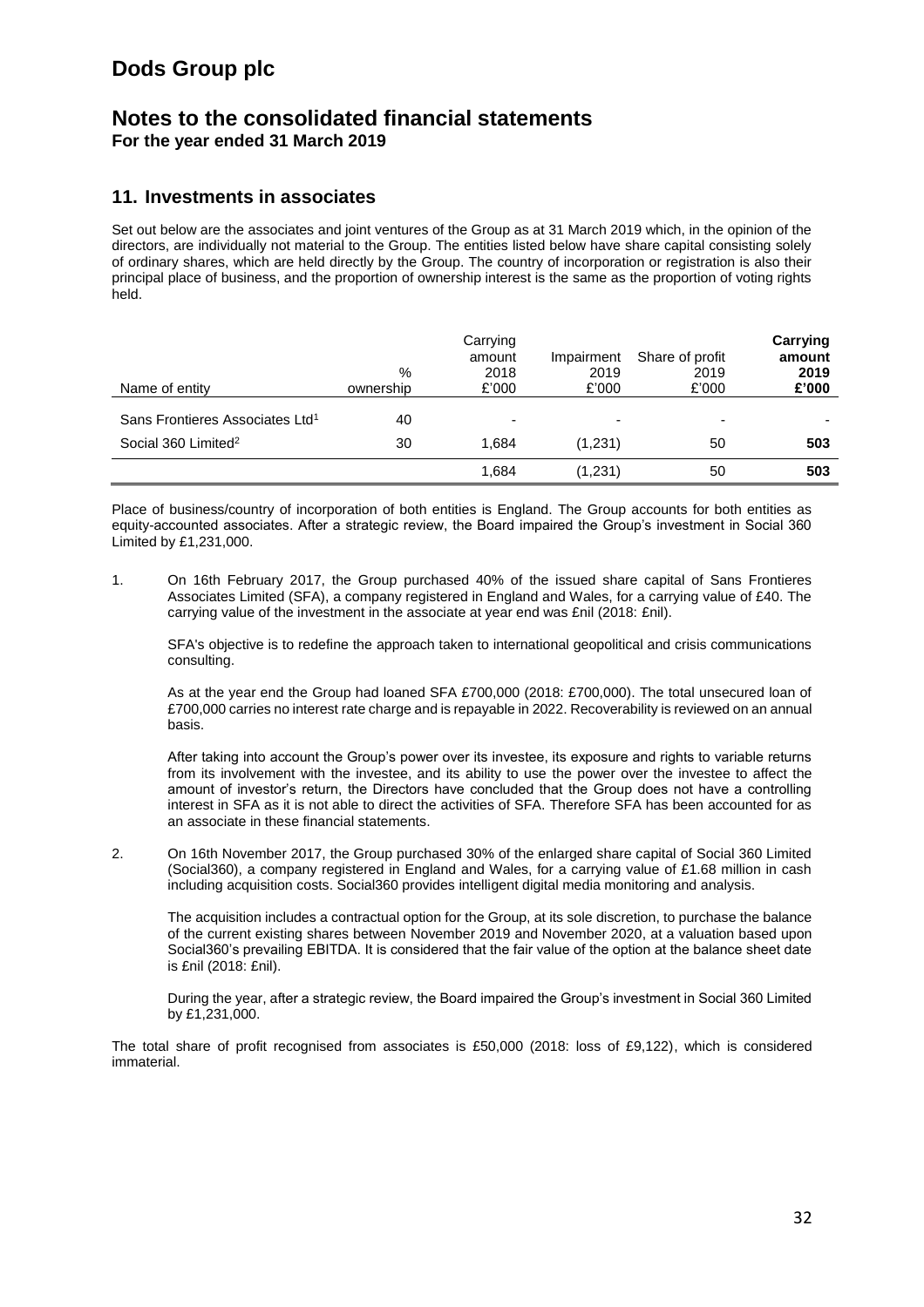# Dods Group plc

## Notes to the consolidated financial statements

**For the year ended 31 March 2019**

## 11. Investments in associates

Set out below are the associates and joint ventures of the Group as at 31 March 2019 which, in the opinion of the directors, are individually not material to the Group. The entities listed below have share capital consisting solely of ordinary shares, which are held directly by the Group. The country of incorporation or registration is also their principal place of business, and the proportion of ownership interest is the same as the proportion of voting rights held.

| Name of entity | % ownership | Carrying amount 2018 £'000 | Impairment 2019 £'000 | Share of profit 2019 £'000 | **Carrying amount 2019 £'000** |
|---|---|---|---|---|---|
| Sans Frontieres Associates Ltd[1] | 40 | - | - | - | - |
| Social 360 Limited[2] | 30 | 1,684 | (1,231) | 50 | **503** |
| | | 1,684 | (1,231) | 50 | **503** |

Place of business/country of incorporation of both entities is England. The Group accounts for both entities as equity-accounted associates. After a strategic review, the Board impaired the Group's investment in Social 360 Limited by £1,231,000.

1. On 16th February 2017, the Group purchased 40% of the issued share capital of Sans Frontieres Associates Limited (SFA), a company registered in England and Wales, for a carrying value of £40. The carrying value of the investment in the associate at year end was £nil (2018: £nil).

   SFA's objective is to redefine the approach taken to international geopolitical and crisis communications consulting.

   As at the year end the Group had loaned SFA £700,000 (2018: £700,000). The total unsecured loan of £700,000 carries no interest rate charge and is repayable in 2022. Recoverability is reviewed on an annual basis.

   After taking into account the Group's power over its investee, its exposure and rights to variable returns from its involvement with the investee, and its ability to use the power over the investee to affect the amount of investor's return, the Directors have concluded that the Group does not have a controlling interest in SFA as it is not able to direct the activities of SFA. Therefore SFA has been accounted for as an associate in these financial statements.

2. On 16th November 2017, the Group purchased 30% of the enlarged share capital of Social 360 Limited (Social360), a company registered in England and Wales, for a carrying value of £1.68 million in cash including acquisition costs. Social360 provides intelligent digital media monitoring and analysis.

   The acquisition includes a contractual option for the Group, at its sole discretion, to purchase the balance of the current existing shares between November 2019 and November 2020, at a valuation based upon Social360's prevailing EBITDA. It is considered that the fair value of the option at the balance sheet date is £nil (2018: £nil).

   During the year, after a strategic review, the Board impaired the Group's investment in Social 360 Limited by £1,231,000.

The total share of profit recognised from associates is £50,000 (2018: loss of £9,122), which is considered immaterial.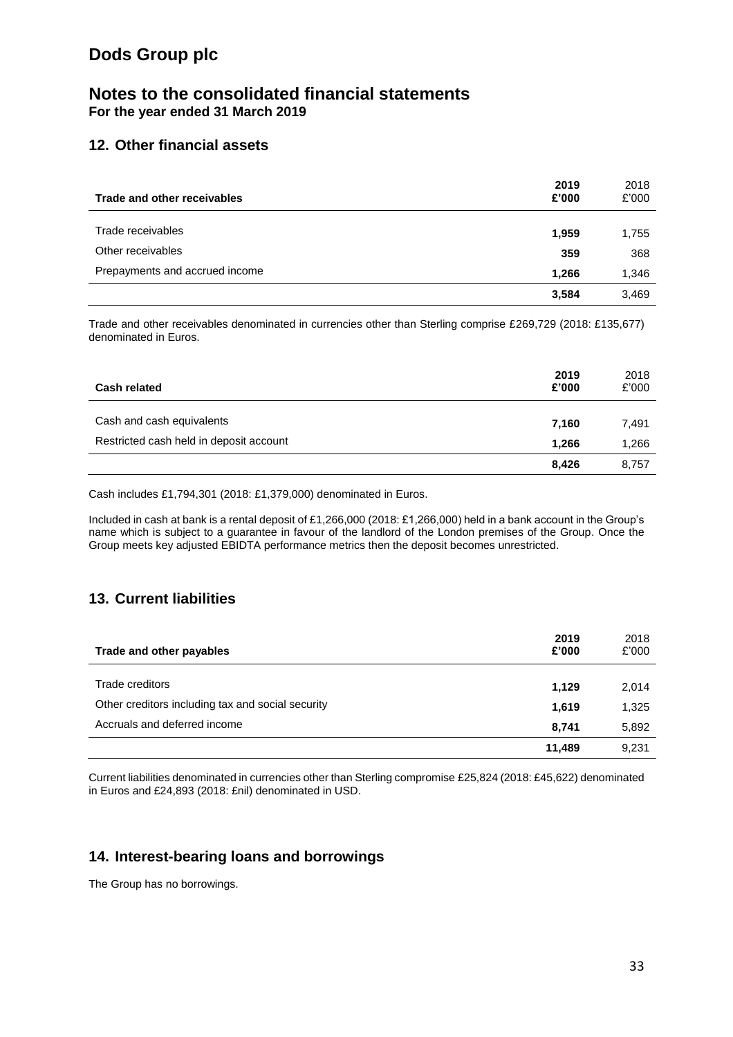# Dods Group plc

## Notes to the consolidated financial statements

**For the year ended 31 March 2019**

### 12. Other financial assets

| Trade and other receivables | 2019 £'000 | 2018 £'000 |
|---|---|---|
| Trade receivables | **1,959** | 1,755 |
| Other receivables | **359** | 368 |
| Prepayments and accrued income | **1,266** | 1,346 |
| | **3,584** | 3,469 |

Trade and other receivables denominated in currencies other than Sterling comprise £269,729 (2018: £135,677) denominated in Euros.

| Cash related | 2019 £'000 | 2018 £'000 |
|---|---|---|
| Cash and cash equivalents | **7,160** | 7,491 |
| Restricted cash held in deposit account | **1,266** | 1,266 |
| | **8,426** | 8,757 |

Cash includes £1,794,301 (2018: £1,379,000) denominated in Euros.

Included in cash at bank is a rental deposit of £1,266,000 (2018: £1,266,000) held in a bank account in the Group's name which is subject to a guarantee in favour of the landlord of the London premises of the Group. Once the Group meets key adjusted EBIDTA performance metrics then the deposit becomes unrestricted.

### 13. Current liabilities

| Trade and other payables | 2019 £'000 | 2018 £'000 |
|---|---|---|
| Trade creditors | **1,129** | 2,014 |
| Other creditors including tax and social security | **1,619** | 1,325 |
| Accruals and deferred income | **8,741** | 5,892 |
| | **11,489** | 9,231 |

Current liabilities denominated in currencies other than Sterling compromise £25,824 (2018: £45,622) denominated in Euros and £24,893 (2018: £nil) denominated in USD.

### 14. Interest-bearing loans and borrowings

The Group has no borrowings.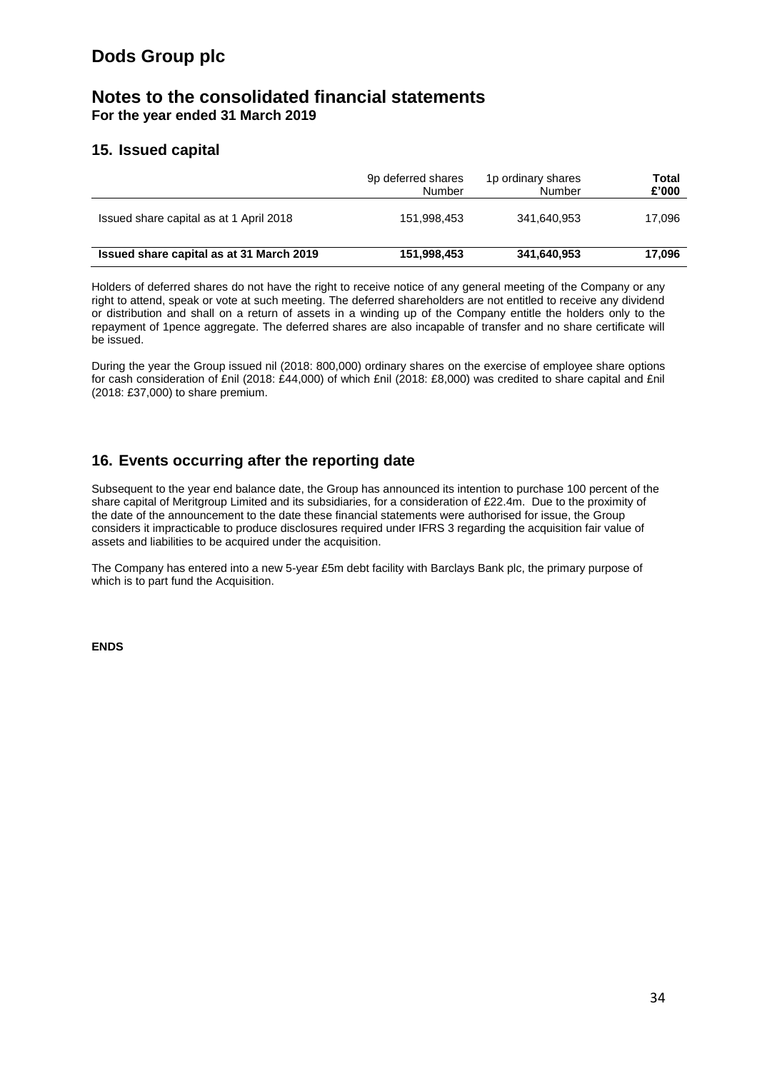# Dods Group plc

## Notes to the consolidated financial statements

**For the year ended 31 March 2019**

### 15. Issued capital

| | 9p deferred shares Number | 1p ordinary shares Number | **Total £'000** |
|---|---|---|---|
| Issued share capital as at 1 April 2018 | 151,998,453 | 341,640,953 | 17,096 |
| **Issued share capital as at 31 March 2019** | **151,998,453** | **341,640,953** | **17,096** |

Holders of deferred shares do not have the right to receive notice of any general meeting of the Company or any right to attend, speak or vote at such meeting. The deferred shareholders are not entitled to receive any dividend or distribution and shall on a return of assets in a winding up of the Company entitle the holders only to the repayment of 1pence aggregate. The deferred shares are also incapable of transfer and no share certificate will be issued.

During the year the Group issued nil (2018: 800,000) ordinary shares on the exercise of employee share options for cash consideration of £nil (2018: £44,000) of which £nil (2018: £8,000) was credited to share capital and £nil (2018: £37,000) to share premium.

### 16. Events occurring after the reporting date

Subsequent to the year end balance date, the Group has announced its intention to purchase 100 percent of the share capital of Meritgroup Limited and its subsidiaries, for a consideration of £22.4m. Due to the proximity of the date of the announcement to the date these financial statements were authorised for issue, the Group considers it impracticable to produce disclosures required under IFRS 3 regarding the acquisition fair value of assets and liabilities to be acquired under the acquisition.

The Company has entered into a new 5-year £5m debt facility with Barclays Bank plc, the primary purpose of which is to part fund the Acquisition.

**ENDS**